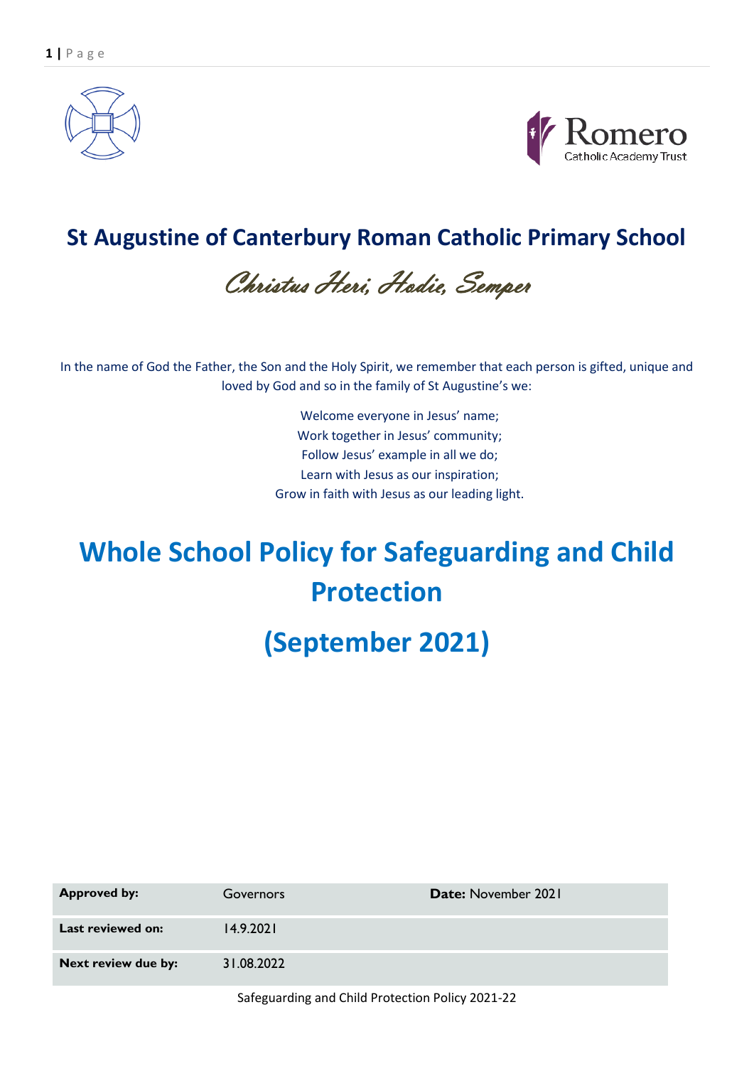Romero
Catholic Academy Trust

# St Augustine of Canterbury Roman Catholic Primary School

*Christus Heri, Hodie, Semper*

In the name of God the Father, the Son and the Holy Spirit, we remember that each person is gifted, unique and loved by God and so in the family of St Augustine's we:

Welcome everyone in Jesus' name;
Work together in Jesus' community;
Follow Jesus' example in all we do;
Learn with Jesus as our inspiration;
Grow in faith with Jesus as our leading light.

# Whole School Policy for Safeguarding and Child Protection

# (September 2021)

| **Approved by:** | Governors | **Date:** November 2021 |
|---|---|---|
| **Last reviewed on:** | 14.9.2021 | |
| **Next review due by:** | 31.08.2022 | |

Safeguarding and Child Protection Policy 2021-22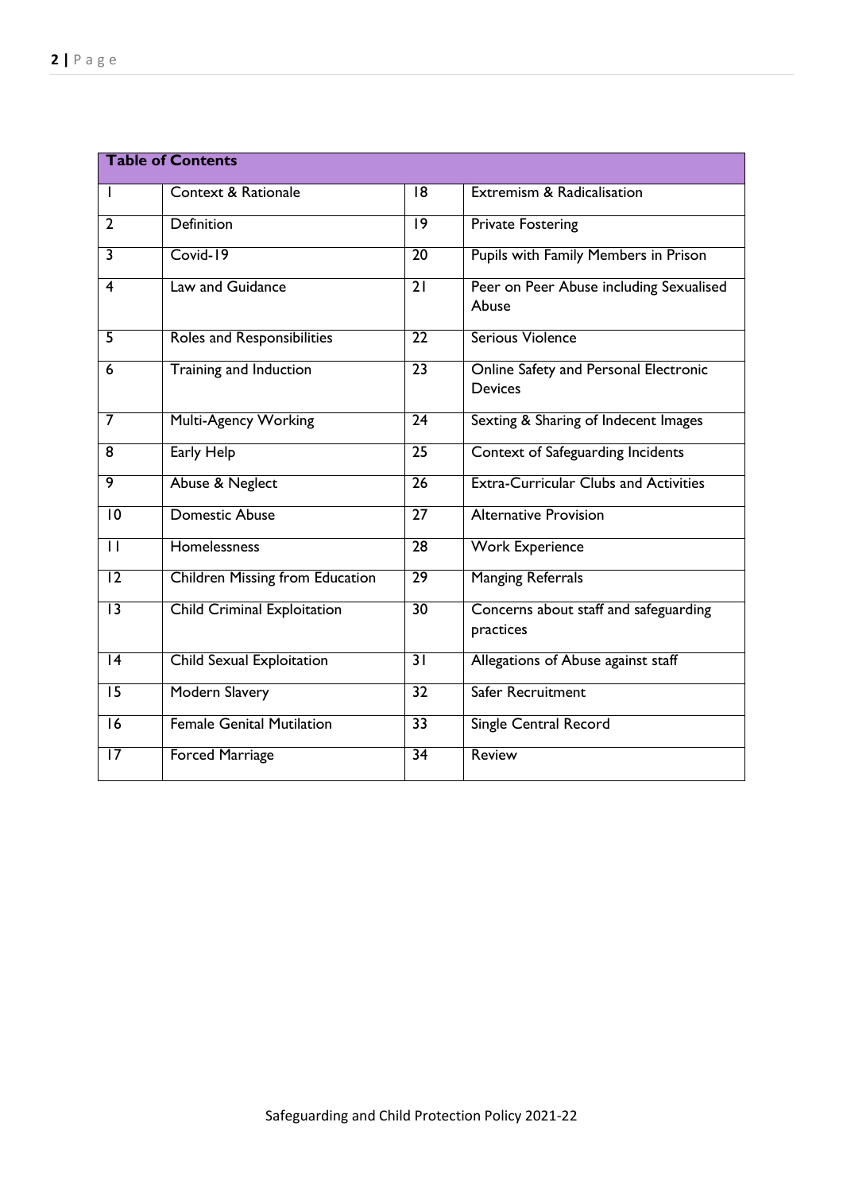| Table of Contents | | | |
|---|---|---|---|
| 1 | Context & Rationale | 18 | Extremism & Radicalisation |
| 2 | Definition | 19 | Private Fostering |
| 3 | Covid-19 | 20 | Pupils with Family Members in Prison |
| 4 | Law and Guidance | 21 | Peer on Peer Abuse including Sexualised Abuse |
| 5 | Roles and Responsibilities | 22 | Serious Violence |
| 6 | Training and Induction | 23 | Online Safety and Personal Electronic Devices |
| 7 | Multi-Agency Working | 24 | Sexting & Sharing of Indecent Images |
| 8 | Early Help | 25 | Context of Safeguarding Incidents |
| 9 | Abuse & Neglect | 26 | Extra-Curricular Clubs and Activities |
| 10 | Domestic Abuse | 27 | Alternative Provision |
| 11 | Homelessness | 28 | Work Experience |
| 12 | Children Missing from Education | 29 | Manging Referrals |
| 13 | Child Criminal Exploitation | 30 | Concerns about staff and safeguarding practices |
| 14 | Child Sexual Exploitation | 31 | Allegations of Abuse against staff |
| 15 | Modern Slavery | 32 | Safer Recruitment |
| 16 | Female Genital Mutilation | 33 | Single Central Record |
| 17 | Forced Marriage | 34 | Review |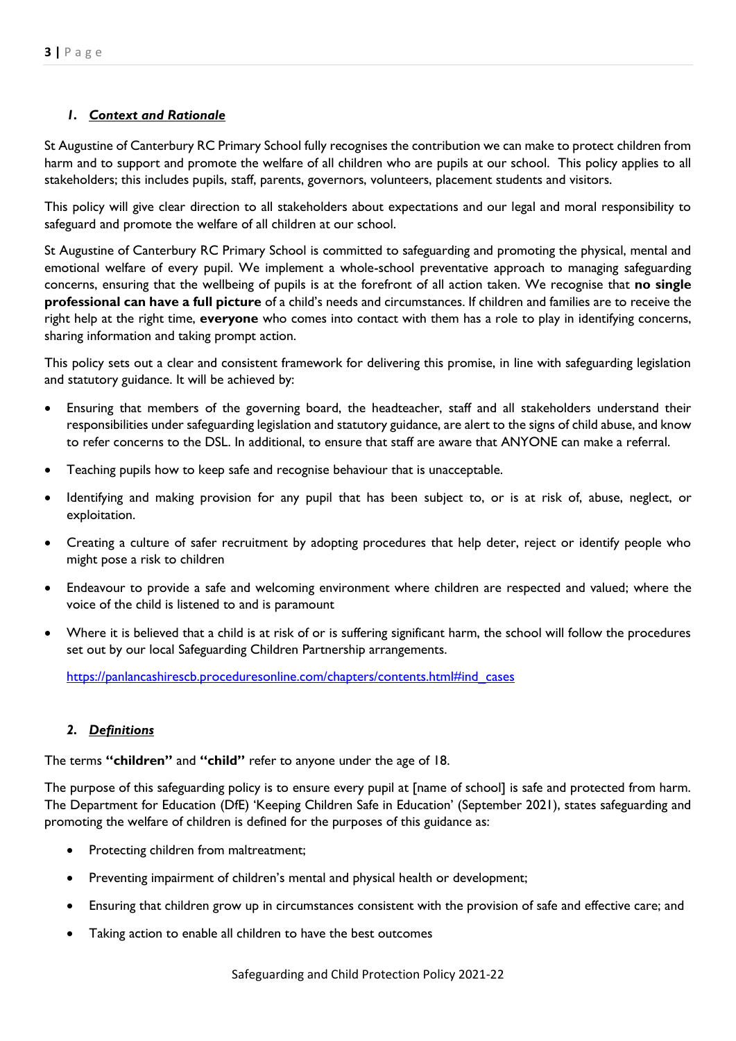## *1. Context and Rationale*

St Augustine of Canterbury RC Primary School fully recognises the contribution we can make to protect children from harm and to support and promote the welfare of all children who are pupils at our school. This policy applies to all stakeholders; this includes pupils, staff, parents, governors, volunteers, placement students and visitors.

This policy will give clear direction to all stakeholders about expectations and our legal and moral responsibility to safeguard and promote the welfare of all children at our school.

St Augustine of Canterbury RC Primary School is committed to safeguarding and promoting the physical, mental and emotional welfare of every pupil. We implement a whole-school preventative approach to managing safeguarding concerns, ensuring that the wellbeing of pupils is at the forefront of all action taken. We recognise that **no single professional can have a full picture** of a child's needs and circumstances. If children and families are to receive the right help at the right time, **everyone** who comes into contact with them has a role to play in identifying concerns, sharing information and taking prompt action.

This policy sets out a clear and consistent framework for delivering this promise, in line with safeguarding legislation and statutory guidance. It will be achieved by:

- Ensuring that members of the governing board, the headteacher, staff and all stakeholders understand their responsibilities under safeguarding legislation and statutory guidance, are alert to the signs of child abuse, and know to refer concerns to the DSL. In additional, to ensure that staff are aware that ANYONE can make a referral.
- Teaching pupils how to keep safe and recognise behaviour that is unacceptable.
- Identifying and making provision for any pupil that has been subject to, or is at risk of, abuse, neglect, or exploitation.
- Creating a culture of safer recruitment by adopting procedures that help deter, reject or identify people who might pose a risk to children
- Endeavour to provide a safe and welcoming environment where children are respected and valued; where the voice of the child is listened to and is paramount
- Where it is believed that a child is at risk of or is suffering significant harm, the school will follow the procedures set out by our local Safeguarding Children Partnership arrangements.

  https://panlancashirescb.proceduresonline.com/chapters/contents.html#ind_cases

## *2. Definitions*

The terms **"children"** and **"child"** refer to anyone under the age of 18.

The purpose of this safeguarding policy is to ensure every pupil at [name of school] is safe and protected from harm. The Department for Education (DfE) 'Keeping Children Safe in Education' (September 2021), states safeguarding and promoting the welfare of children is defined for the purposes of this guidance as:

- Protecting children from maltreatment;
- Preventing impairment of children's mental and physical health or development;
- Ensuring that children grow up in circumstances consistent with the provision of safe and effective care; and
- Taking action to enable all children to have the best outcomes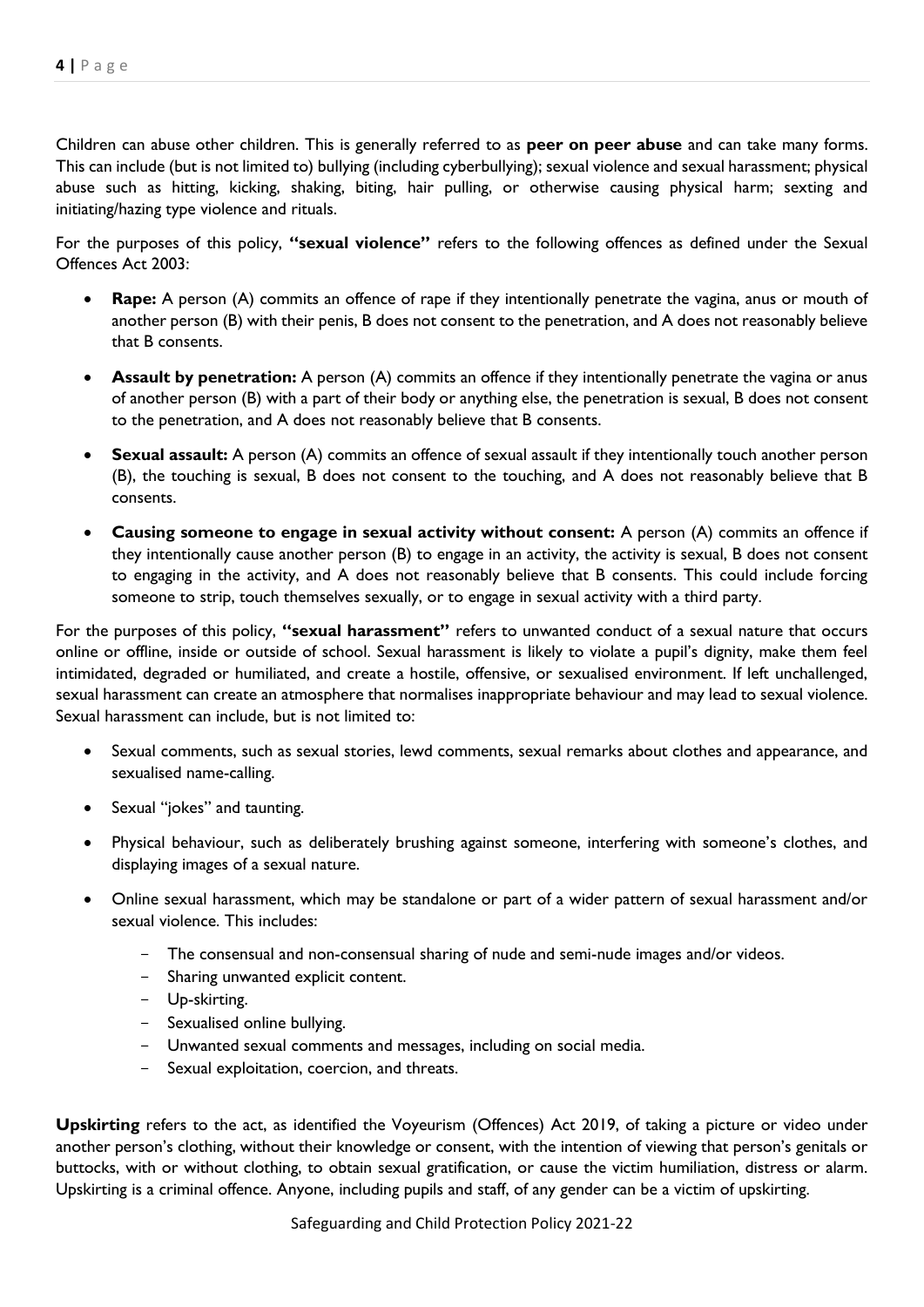Children can abuse other children. This is generally referred to as **peer on peer abuse** and can take many forms. This can include (but is not limited to) bullying (including cyberbullying); sexual violence and sexual harassment; physical abuse such as hitting, kicking, shaking, biting, hair pulling, or otherwise causing physical harm; sexting and initiating/hazing type violence and rituals.

For the purposes of this policy, **"sexual violence"** refers to the following offences as defined under the Sexual Offences Act 2003:

- **Rape:** A person (A) commits an offence of rape if they intentionally penetrate the vagina, anus or mouth of another person (B) with their penis, B does not consent to the penetration, and A does not reasonably believe that B consents.
- **Assault by penetration:** A person (A) commits an offence if they intentionally penetrate the vagina or anus of another person (B) with a part of their body or anything else, the penetration is sexual, B does not consent to the penetration, and A does not reasonably believe that B consents.
- **Sexual assault:** A person (A) commits an offence of sexual assault if they intentionally touch another person (B), the touching is sexual, B does not consent to the touching, and A does not reasonably believe that B consents.
- **Causing someone to engage in sexual activity without consent:** A person (A) commits an offence if they intentionally cause another person (B) to engage in an activity, the activity is sexual, B does not consent to engaging in the activity, and A does not reasonably believe that B consents. This could include forcing someone to strip, touch themselves sexually, or to engage in sexual activity with a third party.

For the purposes of this policy, **"sexual harassment"** refers to unwanted conduct of a sexual nature that occurs online or offline, inside or outside of school. Sexual harassment is likely to violate a pupil's dignity, make them feel intimidated, degraded or humiliated, and create a hostile, offensive, or sexualised environment. If left unchallenged, sexual harassment can create an atmosphere that normalises inappropriate behaviour and may lead to sexual violence. Sexual harassment can include, but is not limited to:

- Sexual comments, such as sexual stories, lewd comments, sexual remarks about clothes and appearance, and sexualised name-calling.
- Sexual "jokes" and taunting.
- Physical behaviour, such as deliberately brushing against someone, interfering with someone's clothes, and displaying images of a sexual nature.
- Online sexual harassment, which may be standalone or part of a wider pattern of sexual harassment and/or sexual violence. This includes:
  - The consensual and non-consensual sharing of nude and semi-nude images and/or videos.
  - Sharing unwanted explicit content.
  - Up-skirting.
  - Sexualised online bullying.
  - Unwanted sexual comments and messages, including on social media.
  - Sexual exploitation, coercion, and threats.

**Upskirting** refers to the act, as identified the Voyeurism (Offences) Act 2019, of taking a picture or video under another person's clothing, without their knowledge or consent, with the intention of viewing that person's genitals or buttocks, with or without clothing, to obtain sexual gratification, or cause the victim humiliation, distress or alarm. Upskirting is a criminal offence. Anyone, including pupils and staff, of any gender can be a victim of upskirting.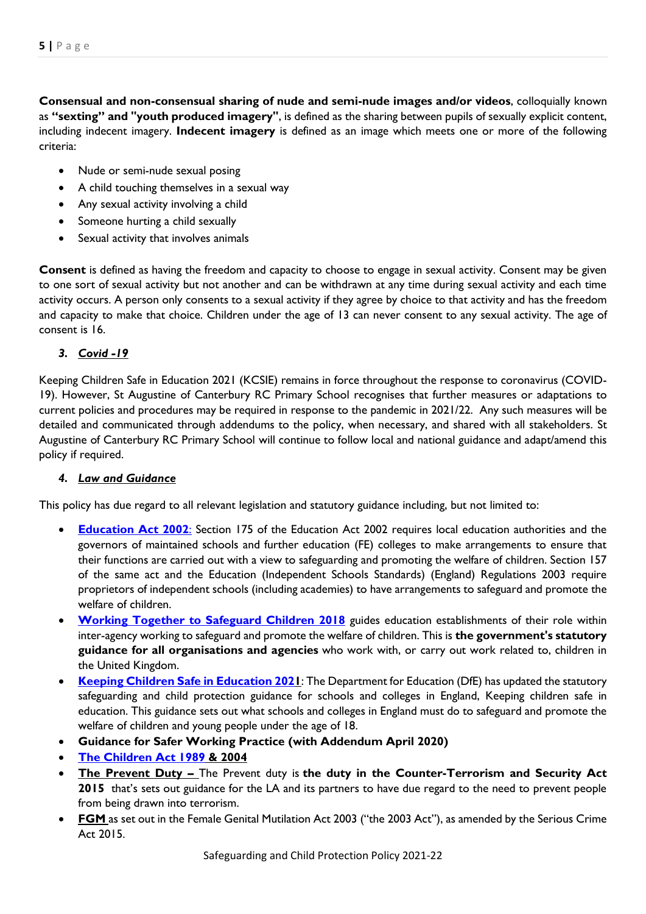**Consensual and non-consensual sharing of nude and semi-nude images and/or videos**, colloquially known as **"sexting" and "youth produced imagery"**, is defined as the sharing between pupils of sexually explicit content, including indecent imagery. **Indecent imagery** is defined as an image which meets one or more of the following criteria:

- Nude or semi-nude sexual posing
- A child touching themselves in a sexual way
- Any sexual activity involving a child
- Someone hurting a child sexually
- Sexual activity that involves animals

**Consent** is defined as having the freedom and capacity to choose to engage in sexual activity. Consent may be given to one sort of sexual activity but not another and can be withdrawn at any time during sexual activity and each time activity occurs. A person only consents to a sexual activity if they agree by choice to that activity and has the freedom and capacity to make that choice. Children under the age of 13 can never consent to any sexual activity. The age of consent is 16.

### 3. *Covid -19*

Keeping Children Safe in Education 2021 (KCSIE) remains in force throughout the response to coronavirus (COVID-19). However, St Augustine of Canterbury RC Primary School recognises that further measures or adaptations to current policies and procedures may be required in response to the pandemic in 2021/22. Any such measures will be detailed and communicated through addendums to the policy, when necessary, and shared with all stakeholders. St Augustine of Canterbury RC Primary School will continue to follow local and national guidance and adapt/amend this policy if required.

### 4. *Law and Guidance*

This policy has due regard to all relevant legislation and statutory guidance including, but not limited to:

- **Education Act 2002**: Section 175 of the Education Act 2002 requires local education authorities and the governors of maintained schools and further education (FE) colleges to make arrangements to ensure that their functions are carried out with a view to safeguarding and promoting the welfare of children. Section 157 of the same act and the Education (Independent Schools Standards) (England) Regulations 2003 require proprietors of independent schools (including academies) to have arrangements to safeguard and promote the welfare of children.
- **Working Together to Safeguard Children 2018** guides education establishments of their role within inter-agency working to safeguard and promote the welfare of children. This is **the government's statutory guidance for all organisations and agencies** who work with, or carry out work related to, children in the United Kingdom.
- **Keeping Children Safe in Education 2021**: The Department for Education (DfE) has updated the statutory safeguarding and child protection guidance for schools and colleges in England, Keeping children safe in education. This guidance sets out what schools and colleges in England must do to safeguard and promote the welfare of children and young people under the age of 18.
- **Guidance for Safer Working Practice (with Addendum April 2020)**
- **The Children Act 1989 & 2004**
- **The Prevent Duty –** The Prevent duty is **the duty in the Counter-Terrorism and Security Act 2015** that's sets out guidance for the LA and its partners to have due regard to the need to prevent people from being drawn into terrorism.
- **FGM** as set out in the Female Genital Mutilation Act 2003 ("the 2003 Act"), as amended by the Serious Crime Act 2015.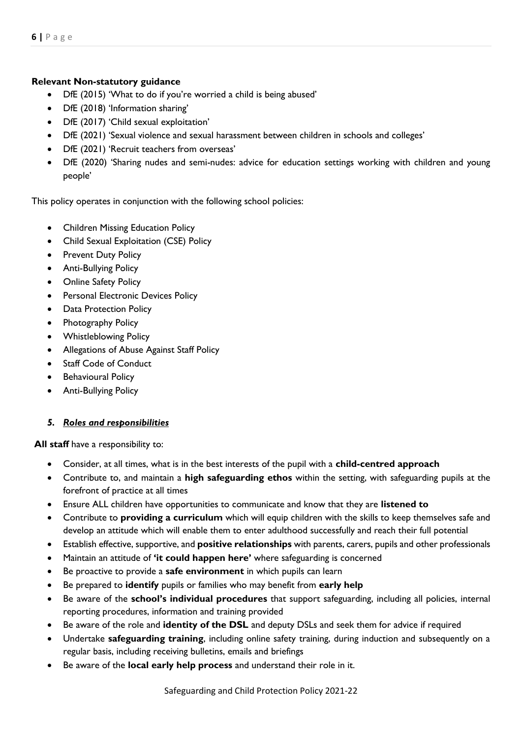**Relevant Non-statutory guidance**

- DfE (2015) 'What to do if you're worried a child is being abused'
- DfE (2018) 'Information sharing'
- DfE (2017) 'Child sexual exploitation'
- DfE (2021) 'Sexual violence and sexual harassment between children in schools and colleges'
- DfE (2021) 'Recruit teachers from overseas'
- DfE (2020) 'Sharing nudes and semi-nudes: advice for education settings working with children and young people'

This policy operates in conjunction with the following school policies:

- Children Missing Education Policy
- Child Sexual Exploitation (CSE) Policy
- Prevent Duty Policy
- Anti-Bullying Policy
- Online Safety Policy
- Personal Electronic Devices Policy
- Data Protection Policy
- Photography Policy
- Whistleblowing Policy
- Allegations of Abuse Against Staff Policy
- Staff Code of Conduct
- Behavioural Policy
- Anti-Bullying Policy

## *5. Roles and responsibilities*

**All staff** have a responsibility to:

- Consider, at all times, what is in the best interests of the pupil with a **child-centred approach**
- Contribute to, and maintain a **high safeguarding ethos** within the setting, with safeguarding pupils at the forefront of practice at all times
- Ensure ALL children have opportunities to communicate and know that they are **listened to**
- Contribute to **providing a curriculum** which will equip children with the skills to keep themselves safe and develop an attitude which will enable them to enter adulthood successfully and reach their full potential
- Establish effective, supportive, and **positive relationships** with parents, carers, pupils and other professionals
- Maintain an attitude of **'it could happen here'** where safeguarding is concerned
- Be proactive to provide a **safe environment** in which pupils can learn
- Be prepared to **identify** pupils or families who may benefit from **early help**
- Be aware of the **school's individual procedures** that support safeguarding, including all policies, internal reporting procedures, information and training provided
- Be aware of the role and **identity of the DSL** and deputy DSLs and seek them for advice if required
- Undertake **safeguarding training**, including online safety training, during induction and subsequently on a regular basis, including receiving bulletins, emails and briefings
- Be aware of the **local early help process** and understand their role in it.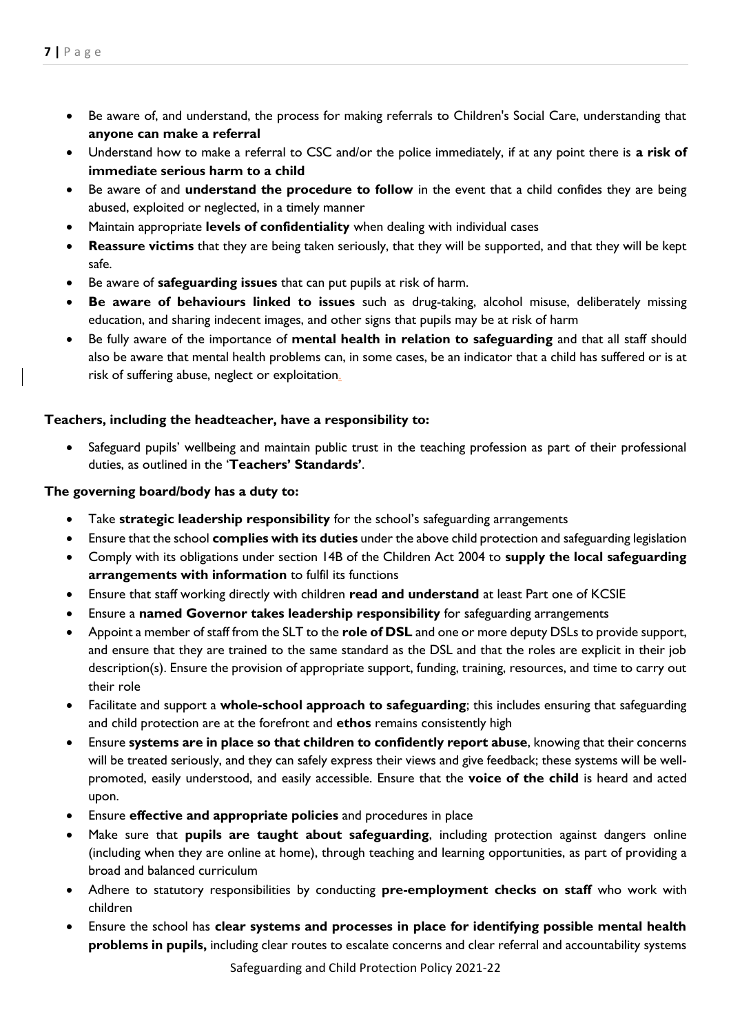- Be aware of, and understand, the process for making referrals to Children's Social Care, understanding that **anyone can make a referral**
- Understand how to make a referral to CSC and/or the police immediately, if at any point there is **a risk of immediate serious harm to a child**
- Be aware of and **understand the procedure to follow** in the event that a child confides they are being abused, exploited or neglected, in a timely manner
- Maintain appropriate **levels of confidentiality** when dealing with individual cases
- **Reassure victims** that they are being taken seriously, that they will be supported, and that they will be kept safe.
- Be aware of **safeguarding issues** that can put pupils at risk of harm.
- **Be aware of behaviours linked to issues** such as drug-taking, alcohol misuse, deliberately missing education, and sharing indecent images, and other signs that pupils may be at risk of harm
- Be fully aware of the importance of **mental health in relation to safeguarding** and that all staff should also be aware that mental health problems can, in some cases, be an indicator that a child has suffered or is at risk of suffering abuse, neglect or exploitation.

**Teachers, including the headteacher, have a responsibility to:**

- Safeguard pupils' wellbeing and maintain public trust in the teaching profession as part of their professional duties, as outlined in the '**Teachers' Standards'**.

**The governing board/body has a duty to:**

- Take **strategic leadership responsibility** for the school's safeguarding arrangements
- Ensure that the school **complies with its duties** under the above child protection and safeguarding legislation
- Comply with its obligations under section 14B of the Children Act 2004 to **supply the local safeguarding arrangements with information** to fulfil its functions
- Ensure that staff working directly with children **read and understand** at least Part one of KCSIE
- Ensure a **named Governor takes leadership responsibility** for safeguarding arrangements
- Appoint a member of staff from the SLT to the **role of DSL** and one or more deputy DSLs to provide support, and ensure that they are trained to the same standard as the DSL and that the roles are explicit in their job description(s). Ensure the provision of appropriate support, funding, training, resources, and time to carry out their role
- Facilitate and support a **whole-school approach to safeguarding**; this includes ensuring that safeguarding and child protection are at the forefront and **ethos** remains consistently high
- Ensure **systems are in place so that children to confidently report abuse**, knowing that their concerns will be treated seriously, and they can safely express their views and give feedback; these systems will be well-promoted, easily understood, and easily accessible. Ensure that the **voice of the child** is heard and acted upon.
- Ensure **effective and appropriate policies** and procedures in place
- Make sure that **pupils are taught about safeguarding**, including protection against dangers online (including when they are online at home), through teaching and learning opportunities, as part of providing a broad and balanced curriculum
- Adhere to statutory responsibilities by conducting **pre-employment checks on staff** who work with children
- Ensure the school has **clear systems and processes in place for identifying possible mental health problems in pupils,** including clear routes to escalate concerns and clear referral and accountability systems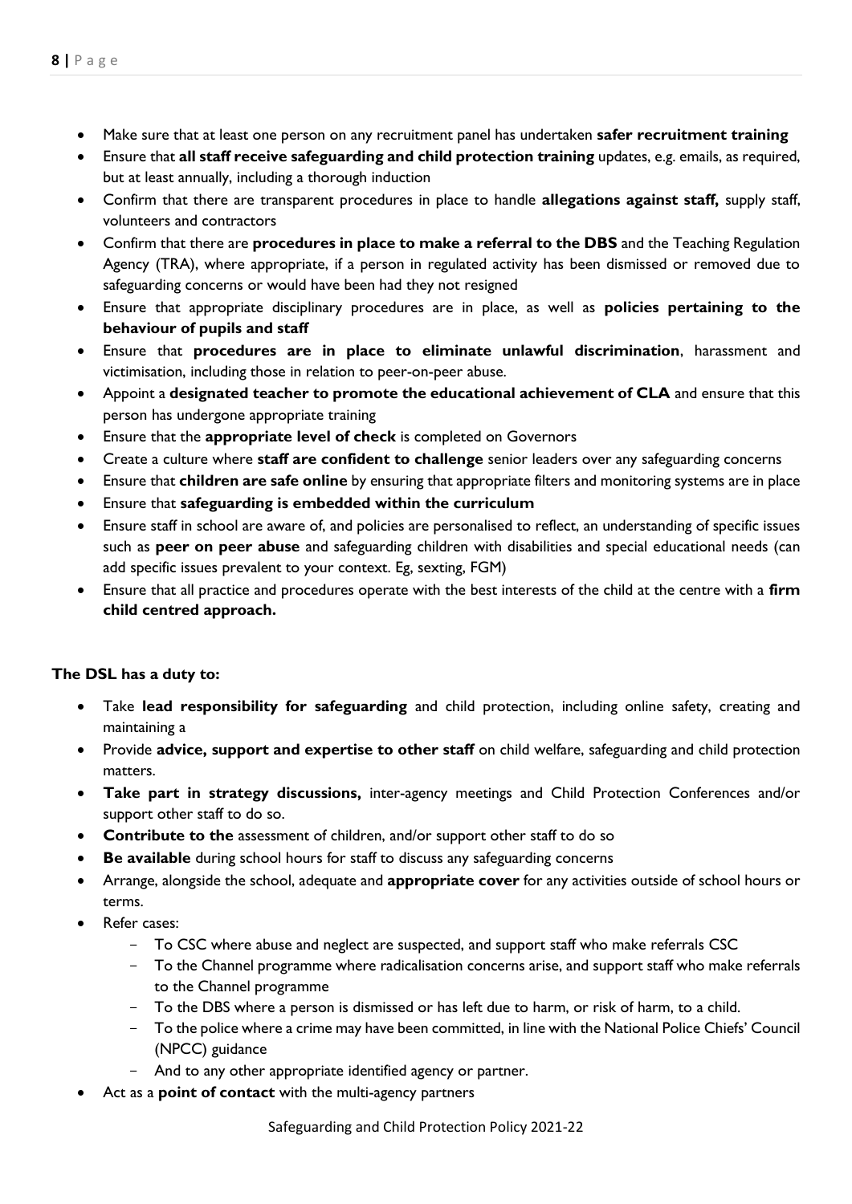- Make sure that at least one person on any recruitment panel has undertaken **safer recruitment training**
- Ensure that **all staff receive safeguarding and child protection training** updates, e.g. emails, as required, but at least annually, including a thorough induction
- Confirm that there are transparent procedures in place to handle **allegations against staff,** supply staff, volunteers and contractors
- Confirm that there are **procedures in place to make a referral to the DBS** and the Teaching Regulation Agency (TRA), where appropriate, if a person in regulated activity has been dismissed or removed due to safeguarding concerns or would have been had they not resigned
- Ensure that appropriate disciplinary procedures are in place, as well as **policies pertaining to the behaviour of pupils and staff**
- Ensure that **procedures are in place to eliminate unlawful discrimination**, harassment and victimisation, including those in relation to peer-on-peer abuse.
- Appoint a **designated teacher to promote the educational achievement of CLA** and ensure that this person has undergone appropriate training
- Ensure that the **appropriate level of check** is completed on Governors
- Create a culture where **staff are confident to challenge** senior leaders over any safeguarding concerns
- Ensure that **children are safe online** by ensuring that appropriate filters and monitoring systems are in place
- Ensure that **safeguarding is embedded within the curriculum**
- Ensure staff in school are aware of, and policies are personalised to reflect, an understanding of specific issues such as **peer on peer abuse** and safeguarding children with disabilities and special educational needs (can add specific issues prevalent to your context. Eg, sexting, FGM)
- Ensure that all practice and procedures operate with the best interests of the child at the centre with a **firm child centred approach.**

**The DSL has a duty to:**

- Take **lead responsibility for safeguarding** and child protection, including online safety, creating and maintaining a
- Provide **advice, support and expertise to other staff** on child welfare, safeguarding and child protection matters.
- **Take part in strategy discussions,** inter-agency meetings and Child Protection Conferences and/or support other staff to do so.
- **Contribute to the** assessment of children, and/or support other staff to do so
- **Be available** during school hours for staff to discuss any safeguarding concerns
- Arrange, alongside the school, adequate and **appropriate cover** for any activities outside of school hours or terms.
- Refer cases:
  - To CSC where abuse and neglect are suspected, and support staff who make referrals CSC
  - To the Channel programme where radicalisation concerns arise, and support staff who make referrals to the Channel programme
  - To the DBS where a person is dismissed or has left due to harm, or risk of harm, to a child.
  - To the police where a crime may have been committed, in line with the National Police Chiefs' Council (NPCC) guidance
  - And to any other appropriate identified agency or partner.
- Act as a **point of contact** with the multi-agency partners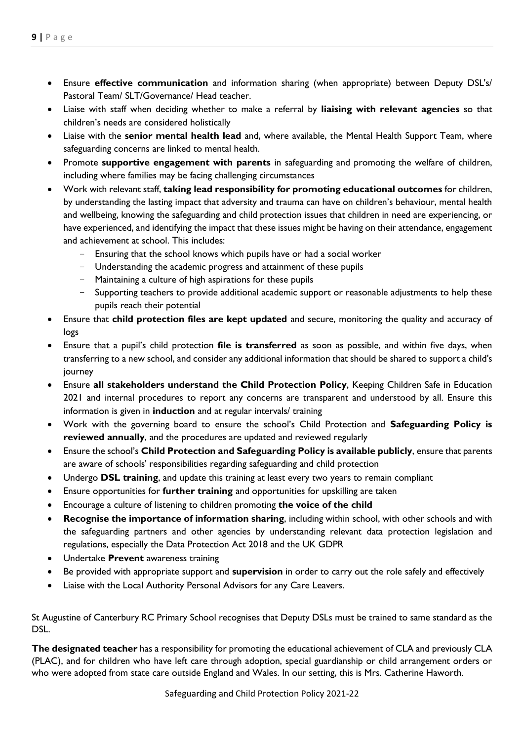- Ensure **effective communication** and information sharing (when appropriate) between Deputy DSL's/ Pastoral Team/ SLT/Governance/ Head teacher.
- Liaise with staff when deciding whether to make a referral by **liaising with relevant agencies** so that children's needs are considered holistically
- Liaise with the **senior mental health lead** and, where available, the Mental Health Support Team, where safeguarding concerns are linked to mental health.
- Promote **supportive engagement with parents** in safeguarding and promoting the welfare of children, including where families may be facing challenging circumstances
- Work with relevant staff, **taking lead responsibility for promoting educational outcomes** for children, by understanding the lasting impact that adversity and trauma can have on children's behaviour, mental health and wellbeing, knowing the safeguarding and child protection issues that children in need are experiencing, or have experienced, and identifying the impact that these issues might be having on their attendance, engagement and achievement at school. This includes:
  - Ensuring that the school knows which pupils have or had a social worker
  - Understanding the academic progress and attainment of these pupils
  - Maintaining a culture of high aspirations for these pupils
  - Supporting teachers to provide additional academic support or reasonable adjustments to help these pupils reach their potential
- Ensure that **child protection files are kept updated** and secure, monitoring the quality and accuracy of logs
- Ensure that a pupil's child protection **file is transferred** as soon as possible, and within five days, when transferring to a new school, and consider any additional information that should be shared to support a child's journey
- Ensure **all stakeholders understand the Child Protection Policy**, Keeping Children Safe in Education 2021 and internal procedures to report any concerns are transparent and understood by all. Ensure this information is given in **induction** and at regular intervals/ training
- Work with the governing board to ensure the school's Child Protection and **Safeguarding Policy is reviewed annually**, and the procedures are updated and reviewed regularly
- Ensure the school's **Child Protection and Safeguarding Policy is available publicly**, ensure that parents are aware of schools' responsibilities regarding safeguarding and child protection
- Undergo **DSL training**, and update this training at least every two years to remain compliant
- Ensure opportunities for **further training** and opportunities for upskilling are taken
- Encourage a culture of listening to children promoting **the voice of the child**
- **Recognise the importance of information sharing**, including within school, with other schools and with the safeguarding partners and other agencies by understanding relevant data protection legislation and regulations, especially the Data Protection Act 2018 and the UK GDPR
- Undertake **Prevent** awareness training
- Be provided with appropriate support and **supervision** in order to carry out the role safely and effectively
- Liaise with the Local Authority Personal Advisors for any Care Leavers.

St Augustine of Canterbury RC Primary School recognises that Deputy DSLs must be trained to same standard as the DSL.

**The designated teacher** has a responsibility for promoting the educational achievement of CLA and previously CLA (PLAC), and for children who have left care through adoption, special guardianship or child arrangement orders or who were adopted from state care outside England and Wales. In our setting, this is Mrs. Catherine Haworth.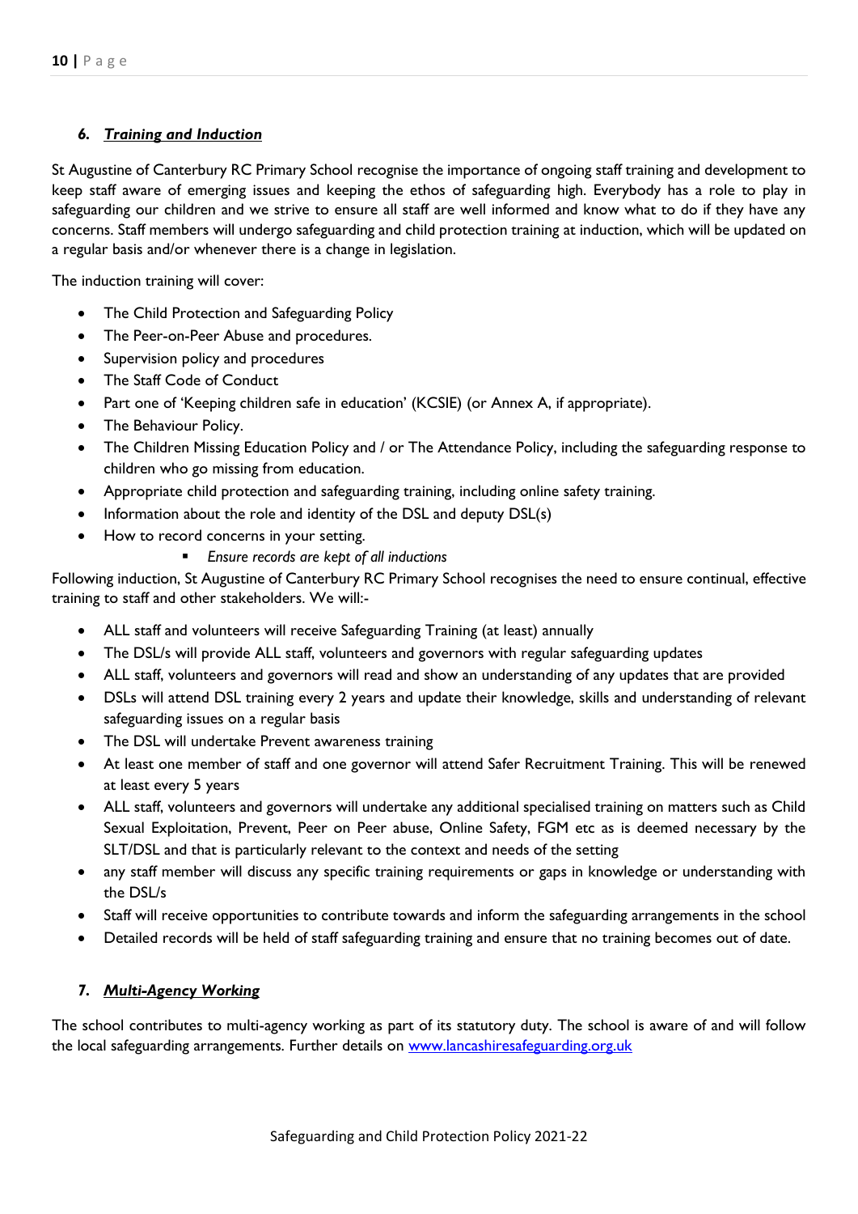## 6. ***Training and Induction***

St Augustine of Canterbury RC Primary School recognise the importance of ongoing staff training and development to keep staff aware of emerging issues and keeping the ethos of safeguarding high. Everybody has a role to play in safeguarding our children and we strive to ensure all staff are well informed and know what to do if they have any concerns. Staff members will undergo safeguarding and child protection training at induction, which will be updated on a regular basis and/or whenever there is a change in legislation.

The induction training will cover:

- The Child Protection and Safeguarding Policy
- The Peer-on-Peer Abuse and procedures.
- Supervision policy and procedures
- The Staff Code of Conduct
- Part one of 'Keeping children safe in education' (KCSIE) (or Annex A, if appropriate).
- The Behaviour Policy.
- The Children Missing Education Policy and / or The Attendance Policy, including the safeguarding response to children who go missing from education.
- Appropriate child protection and safeguarding training, including online safety training.
- Information about the role and identity of the DSL and deputy DSL(s)
- How to record concerns in your setting.
    - *Ensure records are kept of all inductions*

Following induction, St Augustine of Canterbury RC Primary School recognises the need to ensure continual, effective training to staff and other stakeholders. We will:-

- ALL staff and volunteers will receive Safeguarding Training (at least) annually
- The DSL/s will provide ALL staff, volunteers and governors with regular safeguarding updates
- ALL staff, volunteers and governors will read and show an understanding of any updates that are provided
- DSLs will attend DSL training every 2 years and update their knowledge, skills and understanding of relevant safeguarding issues on a regular basis
- The DSL will undertake Prevent awareness training
- At least one member of staff and one governor will attend Safer Recruitment Training. This will be renewed at least every 5 years
- ALL staff, volunteers and governors will undertake any additional specialised training on matters such as Child Sexual Exploitation, Prevent, Peer on Peer abuse, Online Safety, FGM etc as is deemed necessary by the SLT/DSL and that is particularly relevant to the context and needs of the setting
- any staff member will discuss any specific training requirements or gaps in knowledge or understanding with the DSL/s
- Staff will receive opportunities to contribute towards and inform the safeguarding arrangements in the school
- Detailed records will be held of staff safeguarding training and ensure that no training becomes out of date.

## 7. ***Multi-Agency Working***

The school contributes to multi-agency working as part of its statutory duty. The school is aware of and will follow the local safeguarding arrangements. Further details on [www.lancashiresafeguarding.org.uk](www.lancashiresafeguarding.org.uk)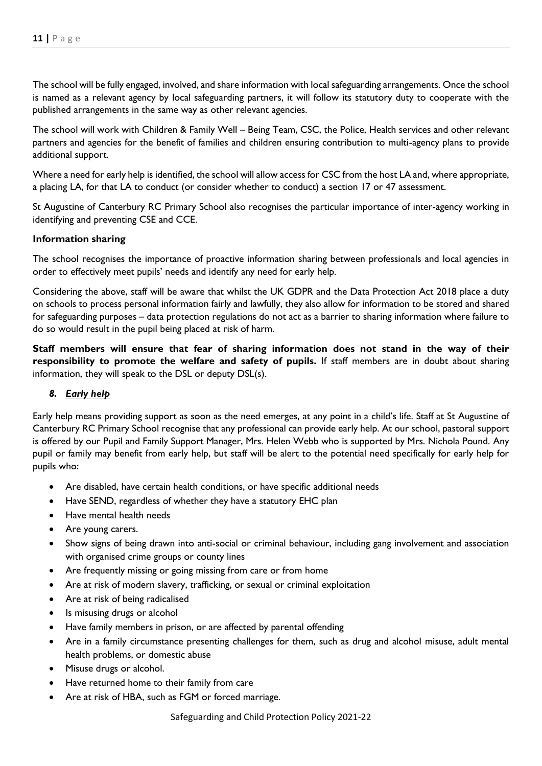The school will be fully engaged, involved, and share information with local safeguarding arrangements. Once the school is named as a relevant agency by local safeguarding partners, it will follow its statutory duty to cooperate with the published arrangements in the same way as other relevant agencies.

The school will work with Children & Family Well – Being Team, CSC, the Police, Health services and other relevant partners and agencies for the benefit of families and children ensuring contribution to multi-agency plans to provide additional support.

Where a need for early help is identified, the school will allow access for CSC from the host LA and, where appropriate, a placing LA, for that LA to conduct (or consider whether to conduct) a section 17 or 47 assessment.

St Augustine of Canterbury RC Primary School also recognises the particular importance of inter-agency working in identifying and preventing CSE and CCE.

**Information sharing**

The school recognises the importance of proactive information sharing between professionals and local agencies in order to effectively meet pupils' needs and identify any need for early help.

Considering the above, staff will be aware that whilst the UK GDPR and the Data Protection Act 2018 place a duty on schools to process personal information fairly and lawfully, they also allow for information to be stored and shared for safeguarding purposes – data protection regulations do not act as a barrier to sharing information where failure to do so would result in the pupil being placed at risk of harm.

**Staff members will ensure that fear of sharing information does not stand in the way of their responsibility to promote the welfare and safety of pupils.** If staff members are in doubt about sharing information, they will speak to the DSL or deputy DSL(s).

### *8. Early help*

Early help means providing support as soon as the need emerges, at any point in a child's life. Staff at St Augustine of Canterbury RC Primary School recognise that any professional can provide early help. At our school, pastoral support is offered by our Pupil and Family Support Manager, Mrs. Helen Webb who is supported by Mrs. Nichola Pound. Any pupil or family may benefit from early help, but staff will be alert to the potential need specifically for early help for pupils who:

- Are disabled, have certain health conditions, or have specific additional needs
- Have SEND, regardless of whether they have a statutory EHC plan
- Have mental health needs
- Are young carers.
- Show signs of being drawn into anti-social or criminal behaviour, including gang involvement and association with organised crime groups or county lines
- Are frequently missing or going missing from care or from home
- Are at risk of modern slavery, trafficking, or sexual or criminal exploitation
- Are at risk of being radicalised
- Is misusing drugs or alcohol
- Have family members in prison, or are affected by parental offending
- Are in a family circumstance presenting challenges for them, such as drug and alcohol misuse, adult mental health problems, or domestic abuse
- Misuse drugs or alcohol.
- Have returned home to their family from care
- Are at risk of HBA, such as FGM or forced marriage.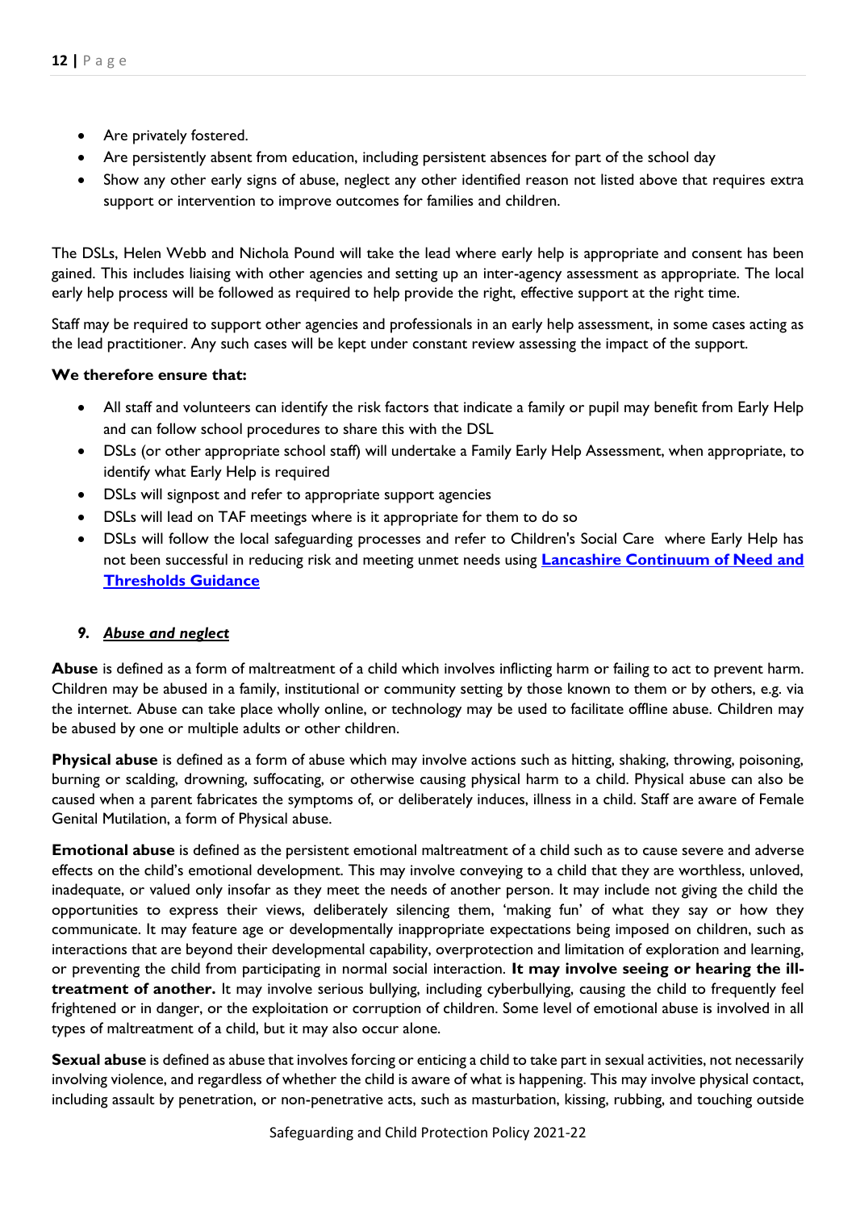- Are privately fostered.
- Are persistently absent from education, including persistent absences for part of the school day
- Show any other early signs of abuse, neglect any other identified reason not listed above that requires extra support or intervention to improve outcomes for families and children.

The DSLs, Helen Webb and Nichola Pound will take the lead where early help is appropriate and consent has been gained. This includes liaising with other agencies and setting up an inter-agency assessment as appropriate. The local early help process will be followed as required to help provide the right, effective support at the right time.

Staff may be required to support other agencies and professionals in an early help assessment, in some cases acting as the lead practitioner. Any such cases will be kept under constant review assessing the impact of the support.

**We therefore ensure that:**

- All staff and volunteers can identify the risk factors that indicate a family or pupil may benefit from Early Help and can follow school procedures to share this with the DSL
- DSLs (or other appropriate school staff) will undertake a Family Early Help Assessment, when appropriate, to identify what Early Help is required
- DSLs will signpost and refer to appropriate support agencies
- DSLs will lead on TAF meetings where is it appropriate for them to do so
- DSLs will follow the local safeguarding processes and refer to Children's Social Care where Early Help has not been successful in reducing risk and meeting unmet needs using **Lancashire Continuum of Need and Thresholds Guidance**

## 9. *Abuse and neglect*

**Abuse** is defined as a form of maltreatment of a child which involves inflicting harm or failing to act to prevent harm. Children may be abused in a family, institutional or community setting by those known to them or by others, e.g. via the internet. Abuse can take place wholly online, or technology may be used to facilitate offline abuse. Children may be abused by one or multiple adults or other children.

**Physical abuse** is defined as a form of abuse which may involve actions such as hitting, shaking, throwing, poisoning, burning or scalding, drowning, suffocating, or otherwise causing physical harm to a child. Physical abuse can also be caused when a parent fabricates the symptoms of, or deliberately induces, illness in a child. Staff are aware of Female Genital Mutilation, a form of Physical abuse.

**Emotional abuse** is defined as the persistent emotional maltreatment of a child such as to cause severe and adverse effects on the child's emotional development. This may involve conveying to a child that they are worthless, unloved, inadequate, or valued only insofar as they meet the needs of another person. It may include not giving the child the opportunities to express their views, deliberately silencing them, 'making fun' of what they say or how they communicate. It may feature age or developmentally inappropriate expectations being imposed on children, such as interactions that are beyond their developmental capability, overprotection and limitation of exploration and learning, or preventing the child from participating in normal social interaction. **It may involve seeing or hearing the ill-treatment of another.** It may involve serious bullying, including cyberbullying, causing the child to frequently feel frightened or in danger, or the exploitation or corruption of children. Some level of emotional abuse is involved in all types of maltreatment of a child, but it may also occur alone.

**Sexual abuse** is defined as abuse that involves forcing or enticing a child to take part in sexual activities, not necessarily involving violence, and regardless of whether the child is aware of what is happening. This may involve physical contact, including assault by penetration, or non-penetrative acts, such as masturbation, kissing, rubbing, and touching outside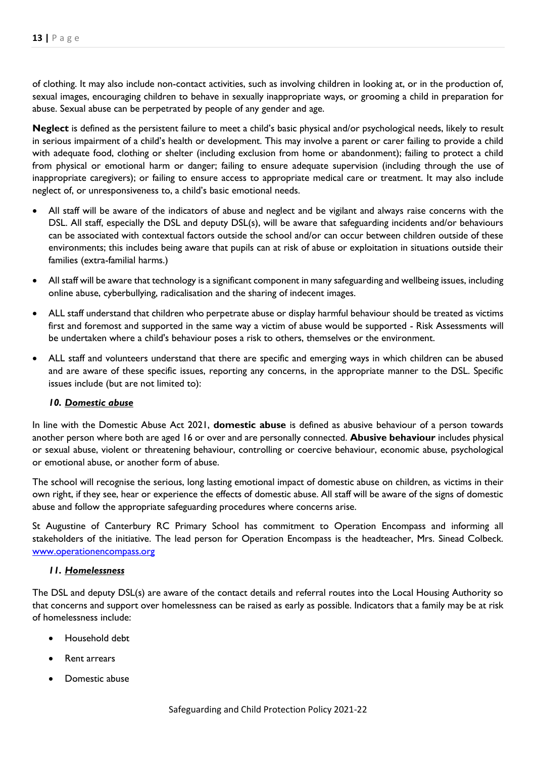of clothing. It may also include non-contact activities, such as involving children in looking at, or in the production of, sexual images, encouraging children to behave in sexually inappropriate ways, or grooming a child in preparation for abuse. Sexual abuse can be perpetrated by people of any gender and age.

**Neglect** is defined as the persistent failure to meet a child's basic physical and/or psychological needs, likely to result in serious impairment of a child's health or development. This may involve a parent or carer failing to provide a child with adequate food, clothing or shelter (including exclusion from home or abandonment); failing to protect a child from physical or emotional harm or danger; failing to ensure adequate supervision (including through the use of inappropriate caregivers); or failing to ensure access to appropriate medical care or treatment. It may also include neglect of, or unresponsiveness to, a child's basic emotional needs.

- All staff will be aware of the indicators of abuse and neglect and be vigilant and always raise concerns with the DSL. All staff, especially the DSL and deputy DSL(s), will be aware that safeguarding incidents and/or behaviours can be associated with contextual factors outside the school and/or can occur between children outside of these environments; this includes being aware that pupils can at risk of abuse or exploitation in situations outside their families (extra-familial harms.)
- All staff will be aware that technology is a significant component in many safeguarding and wellbeing issues, including online abuse, cyberbullying, radicalisation and the sharing of indecent images.
- ALL staff understand that children who perpetrate abuse or display harmful behaviour should be treated as victims first and foremost and supported in the same way a victim of abuse would be supported - Risk Assessments will be undertaken where a child's behaviour poses a risk to others, themselves or the environment.
- ALL staff and volunteers understand that there are specific and emerging ways in which children can be abused and are aware of these specific issues, reporting any concerns, in the appropriate manner to the DSL. Specific issues include (but are not limited to):

### *10. Domestic abuse*

In line with the Domestic Abuse Act 2021, **domestic abuse** is defined as abusive behaviour of a person towards another person where both are aged 16 or over and are personally connected. **Abusive behaviour** includes physical or sexual abuse, violent or threatening behaviour, controlling or coercive behaviour, economic abuse, psychological or emotional abuse, or another form of abuse.

The school will recognise the serious, long lasting emotional impact of domestic abuse on children, as victims in their own right, if they see, hear or experience the effects of domestic abuse. All staff will be aware of the signs of domestic abuse and follow the appropriate safeguarding procedures where concerns arise.

St Augustine of Canterbury RC Primary School has commitment to Operation Encompass and informing all stakeholders of the initiative. The lead person for Operation Encompass is the headteacher, Mrs. Sinead Colbeck. [www.operationencompass.org](http://www.operationencompass.org)

### *11. Homelessness*

The DSL and deputy DSL(s) are aware of the contact details and referral routes into the Local Housing Authority so that concerns and support over homelessness can be raised as early as possible. Indicators that a family may be at risk of homelessness include:

- Household debt
- Rent arrears
- Domestic abuse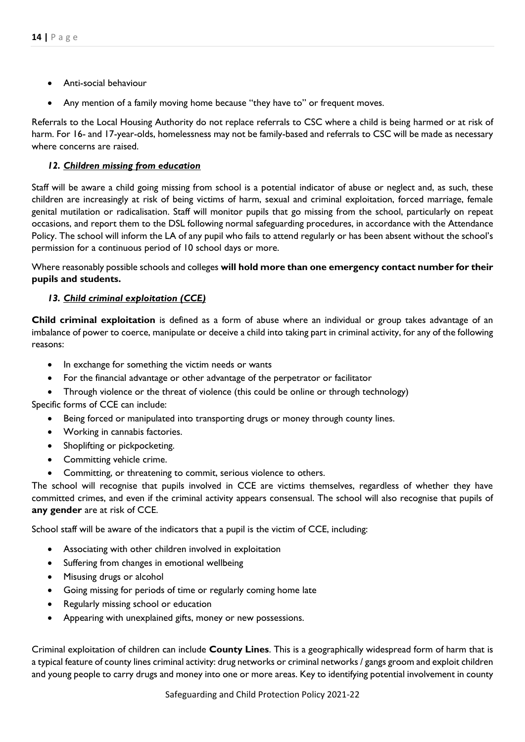- Anti-social behaviour
- Any mention of a family moving home because "they have to" or frequent moves.

Referrals to the Local Housing Authority do not replace referrals to CSC where a child is being harmed or at risk of harm. For 16- and 17-year-olds, homelessness may not be family-based and referrals to CSC will be made as necessary where concerns are raised.

### *12. Children missing from education*

Staff will be aware a child going missing from school is a potential indicator of abuse or neglect and, as such, these children are increasingly at risk of being victims of harm, sexual and criminal exploitation, forced marriage, female genital mutilation or radicalisation. Staff will monitor pupils that go missing from the school, particularly on repeat occasions, and report them to the DSL following normal safeguarding procedures, in accordance with the Attendance Policy. The school will inform the LA of any pupil who fails to attend regularly or has been absent without the school's permission for a continuous period of 10 school days or more.

Where reasonably possible schools and colleges **will hold more than one emergency contact number for their pupils and students.**

### *13. Child criminal exploitation (CCE)*

**Child criminal exploitation** is defined as a form of abuse where an individual or group takes advantage of an imbalance of power to coerce, manipulate or deceive a child into taking part in criminal activity, for any of the following reasons:

- In exchange for something the victim needs or wants
- For the financial advantage or other advantage of the perpetrator or facilitator
- Through violence or the threat of violence (this could be online or through technology)

Specific forms of CCE can include:

- Being forced or manipulated into transporting drugs or money through county lines.
- Working in cannabis factories.
- Shoplifting or pickpocketing.
- Committing vehicle crime.
- Committing, or threatening to commit, serious violence to others.

The school will recognise that pupils involved in CCE are victims themselves, regardless of whether they have committed crimes, and even if the criminal activity appears consensual. The school will also recognise that pupils of **any gender** are at risk of CCE.

School staff will be aware of the indicators that a pupil is the victim of CCE, including:

- Associating with other children involved in exploitation
- Suffering from changes in emotional wellbeing
- Misusing drugs or alcohol
- Going missing for periods of time or regularly coming home late
- Regularly missing school or education
- Appearing with unexplained gifts, money or new possessions.

Criminal exploitation of children can include **County Lines**. This is a geographically widespread form of harm that is a typical feature of county lines criminal activity: drug networks or criminal networks / gangs groom and exploit children and young people to carry drugs and money into one or more areas. Key to identifying potential involvement in county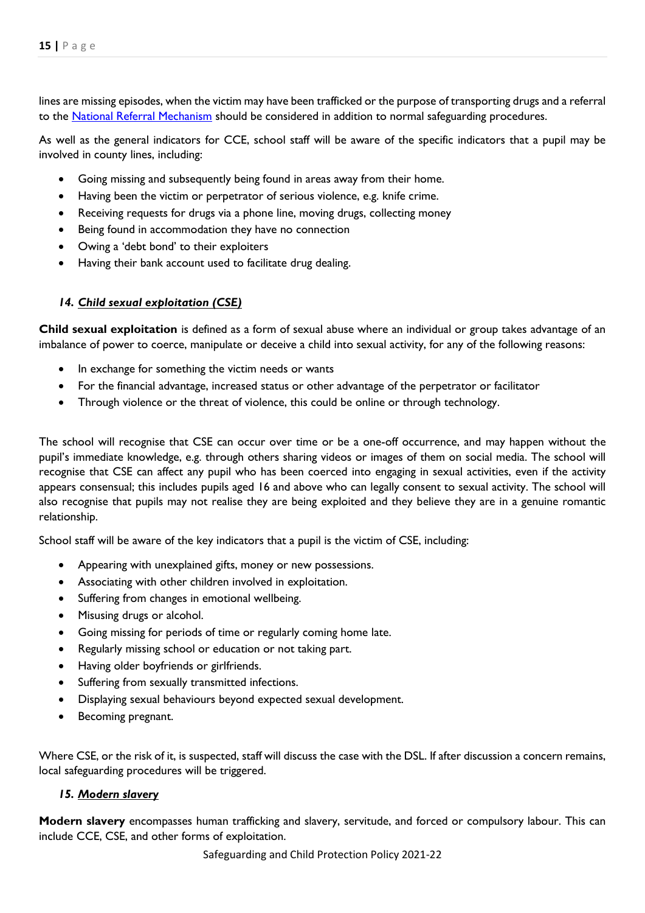lines are missing episodes, when the victim may have been trafficked or the purpose of transporting drugs and a referral to the [National Referral Mechanism]() should be considered in addition to normal safeguarding procedures.

As well as the general indicators for CCE, school staff will be aware of the specific indicators that a pupil may be involved in county lines, including:

- Going missing and subsequently being found in areas away from their home.
- Having been the victim or perpetrator of serious violence, e.g. knife crime.
- Receiving requests for drugs via a phone line, moving drugs, collecting money
- Being found in accommodation they have no connection
- Owing a 'debt bond' to their exploiters
- Having their bank account used to facilitate drug dealing.

### *14. Child sexual exploitation (CSE)*

**Child sexual exploitation** is defined as a form of sexual abuse where an individual or group takes advantage of an imbalance of power to coerce, manipulate or deceive a child into sexual activity, for any of the following reasons:

- In exchange for something the victim needs or wants
- For the financial advantage, increased status or other advantage of the perpetrator or facilitator
- Through violence or the threat of violence, this could be online or through technology.

The school will recognise that CSE can occur over time or be a one-off occurrence, and may happen without the pupil's immediate knowledge, e.g. through others sharing videos or images of them on social media. The school will recognise that CSE can affect any pupil who has been coerced into engaging in sexual activities, even if the activity appears consensual; this includes pupils aged 16 and above who can legally consent to sexual activity. The school will also recognise that pupils may not realise they are being exploited and they believe they are in a genuine romantic relationship.

School staff will be aware of the key indicators that a pupil is the victim of CSE, including:

- Appearing with unexplained gifts, money or new possessions.
- Associating with other children involved in exploitation.
- Suffering from changes in emotional wellbeing.
- Misusing drugs or alcohol.
- Going missing for periods of time or regularly coming home late.
- Regularly missing school or education or not taking part.
- Having older boyfriends or girlfriends.
- Suffering from sexually transmitted infections.
- Displaying sexual behaviours beyond expected sexual development.
- Becoming pregnant.

Where CSE, or the risk of it, is suspected, staff will discuss the case with the DSL. If after discussion a concern remains, local safeguarding procedures will be triggered.

### *15. Modern slavery*

**Modern slavery** encompasses human trafficking and slavery, servitude, and forced or compulsory labour. This can include CCE, CSE, and other forms of exploitation.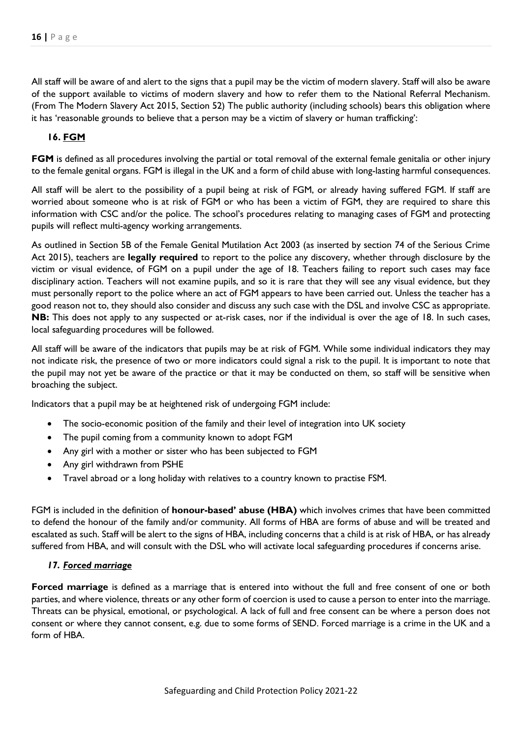All staff will be aware of and alert to the signs that a pupil may be the victim of modern slavery. Staff will also be aware of the support available to victims of modern slavery and how to refer them to the National Referral Mechanism. (From The Modern Slavery Act 2015, Section 52) The public authority (including schools) bears this obligation where it has 'reasonable grounds to believe that a person may be a victim of slavery or human trafficking':

### 16. FGM

**FGM** is defined as all procedures involving the partial or total removal of the external female genitalia or other injury to the female genital organs. FGM is illegal in the UK and a form of child abuse with long-lasting harmful consequences.

All staff will be alert to the possibility of a pupil being at risk of FGM, or already having suffered FGM. If staff are worried about someone who is at risk of FGM or who has been a victim of FGM, they are required to share this information with CSC and/or the police. The school's procedures relating to managing cases of FGM and protecting pupils will reflect multi-agency working arrangements.

As outlined in Section 5B of the Female Genital Mutilation Act 2003 (as inserted by section 74 of the Serious Crime Act 2015), teachers are **legally required** to report to the police any discovery, whether through disclosure by the victim or visual evidence, of FGM on a pupil under the age of 18. Teachers failing to report such cases may face disciplinary action. Teachers will not examine pupils, and so it is rare that they will see any visual evidence, but they must personally report to the police where an act of FGM appears to have been carried out. Unless the teacher has a good reason not to, they should also consider and discuss any such case with the DSL and involve CSC as appropriate. **NB:** This does not apply to any suspected or at-risk cases, nor if the individual is over the age of 18. In such cases, local safeguarding procedures will be followed.

All staff will be aware of the indicators that pupils may be at risk of FGM. While some individual indicators they may not indicate risk, the presence of two or more indicators could signal a risk to the pupil. It is important to note that the pupil may not yet be aware of the practice or that it may be conducted on them, so staff will be sensitive when broaching the subject.

Indicators that a pupil may be at heightened risk of undergoing FGM include:

- The socio-economic position of the family and their level of integration into UK society
- The pupil coming from a community known to adopt FGM
- Any girl with a mother or sister who has been subjected to FGM
- Any girl withdrawn from PSHE
- Travel abroad or a long holiday with relatives to a country known to practise FSM.

FGM is included in the definition of **honour-based' abuse (HBA)** which involves crimes that have been committed to defend the honour of the family and/or community. All forms of HBA are forms of abuse and will be treated and escalated as such. Staff will be alert to the signs of HBA, including concerns that a child is at risk of HBA, or has already suffered from HBA, and will consult with the DSL who will activate local safeguarding procedures if concerns arise.

### *17. Forced marriage*

**Forced marriage** is defined as a marriage that is entered into without the full and free consent of one or both parties, and where violence, threats or any other form of coercion is used to cause a person to enter into the marriage. Threats can be physical, emotional, or psychological. A lack of full and free consent can be where a person does not consent or where they cannot consent, e.g. due to some forms of SEND. Forced marriage is a crime in the UK and a form of HBA.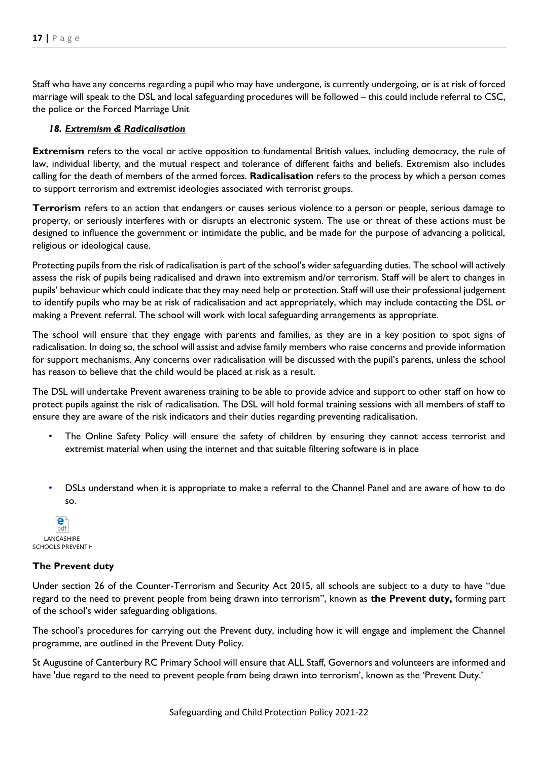Staff who have any concerns regarding a pupil who may have undergone, is currently undergoing, or is at risk of forced marriage will speak to the DSL and local safeguarding procedures will be followed – this could include referral to CSC, the police or the Forced Marriage Unit

### *18. Extremism & Radicalisation*

**Extremism** refers to the vocal or active opposition to fundamental British values, including democracy, the rule of law, individual liberty, and the mutual respect and tolerance of different faiths and beliefs. Extremism also includes calling for the death of members of the armed forces. **Radicalisation** refers to the process by which a person comes to support terrorism and extremist ideologies associated with terrorist groups.

**Terrorism** refers to an action that endangers or causes serious violence to a person or people, serious damage to property, or seriously interferes with or disrupts an electronic system. The use or threat of these actions must be designed to influence the government or intimidate the public, and be made for the purpose of advancing a political, religious or ideological cause.

Protecting pupils from the risk of radicalisation is part of the school's wider safeguarding duties. The school will actively assess the risk of pupils being radicalised and drawn into extremism and/or terrorism. Staff will be alert to changes in pupils' behaviour which could indicate that they may need help or protection. Staff will use their professional judgement to identify pupils who may be at risk of radicalisation and act appropriately, which may include contacting the DSL or making a Prevent referral. The school will work with local safeguarding arrangements as appropriate.

The school will ensure that they engage with parents and families, as they are in a key position to spot signs of radicalisation. In doing so, the school will assist and advise family members who raise concerns and provide information for support mechanisms. Any concerns over radicalisation will be discussed with the pupil's parents, unless the school has reason to believe that the child would be placed at risk as a result.

The DSL will undertake Prevent awareness training to be able to provide advice and support to other staff on how to protect pupils against the risk of radicalisation. The DSL will hold formal training sessions with all members of staff to ensure they are aware of the risk indicators and their duties regarding preventing radicalisation.

- The Online Safety Policy will ensure the safety of children by ensuring they cannot access terrorist and extremist material when using the internet and that suitable filtering software is in place

- DSLs understand when it is appropriate to make a referral to the Channel Panel and are aware of how to do so.

LANCASHIRE SCHOOLS PREVENT H

**The Prevent duty**

Under section 26 of the Counter-Terrorism and Security Act 2015, all schools are subject to a duty to have "due regard to the need to prevent people from being drawn into terrorism", known as **the Prevent duty,** forming part of the school's wider safeguarding obligations.

The school's procedures for carrying out the Prevent duty, including how it will engage and implement the Channel programme, are outlined in the Prevent Duty Policy.

St Augustine of Canterbury RC Primary School will ensure that ALL Staff, Governors and volunteers are informed and have 'due regard to the need to prevent people from being drawn into terrorism', known as the 'Prevent Duty.'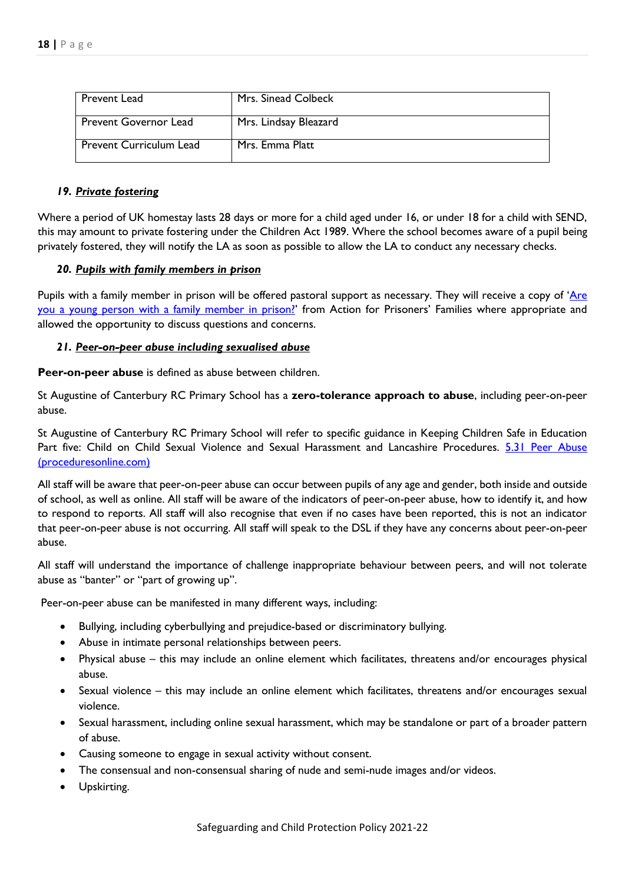| Prevent Lead | Mrs. Sinead Colbeck |
|---|---|
| Prevent Governor Lead | Mrs. Lindsay Bleazard |
| Prevent Curriculum Lead | Mrs. Emma Platt |

### *19. Private fostering*

Where a period of UK homestay lasts 28 days or more for a child aged under 16, or under 18 for a child with SEND, this may amount to private fostering under the Children Act 1989. Where the school becomes aware of a pupil being privately fostered, they will notify the LA as soon as possible to allow the LA to conduct any necessary checks.

### *20. Pupils with family members in prison*

Pupils with a family member in prison will be offered pastoral support as necessary. They will receive a copy of '[Are you a young person with a family member in prison?](#)' from Action for Prisoners' Families where appropriate and allowed the opportunity to discuss questions and concerns.

### *21. Peer-on-peer abuse including sexualised abuse*

**Peer-on-peer abuse** is defined as abuse between children.

St Augustine of Canterbury RC Primary School has a **zero-tolerance approach to abuse**, including peer-on-peer abuse.

St Augustine of Canterbury RC Primary School will refer to specific guidance in Keeping Children Safe in Education Part five: Child on Child Sexual Violence and Sexual Harassment and Lancashire Procedures. [5.31 Peer Abuse (proceduresonline.com)](#)

All staff will be aware that peer-on-peer abuse can occur between pupils of any age and gender, both inside and outside of school, as well as online. All staff will be aware of the indicators of peer-on-peer abuse, how to identify it, and how to respond to reports. All staff will also recognise that even if no cases have been reported, this is not an indicator that peer-on-peer abuse is not occurring. All staff will speak to the DSL if they have any concerns about peer-on-peer abuse.

All staff will understand the importance of challenge inappropriate behaviour between peers, and will not tolerate abuse as "banter" or "part of growing up".

Peer-on-peer abuse can be manifested in many different ways, including:

- Bullying, including cyberbullying and prejudice-based or discriminatory bullying.
- Abuse in intimate personal relationships between peers.
- Physical abuse – this may include an online element which facilitates, threatens and/or encourages physical abuse.
- Sexual violence – this may include an online element which facilitates, threatens and/or encourages sexual violence.
- Sexual harassment, including online sexual harassment, which may be standalone or part of a broader pattern of abuse.
- Causing someone to engage in sexual activity without consent.
- The consensual and non-consensual sharing of nude and semi-nude images and/or videos.
- Upskirting.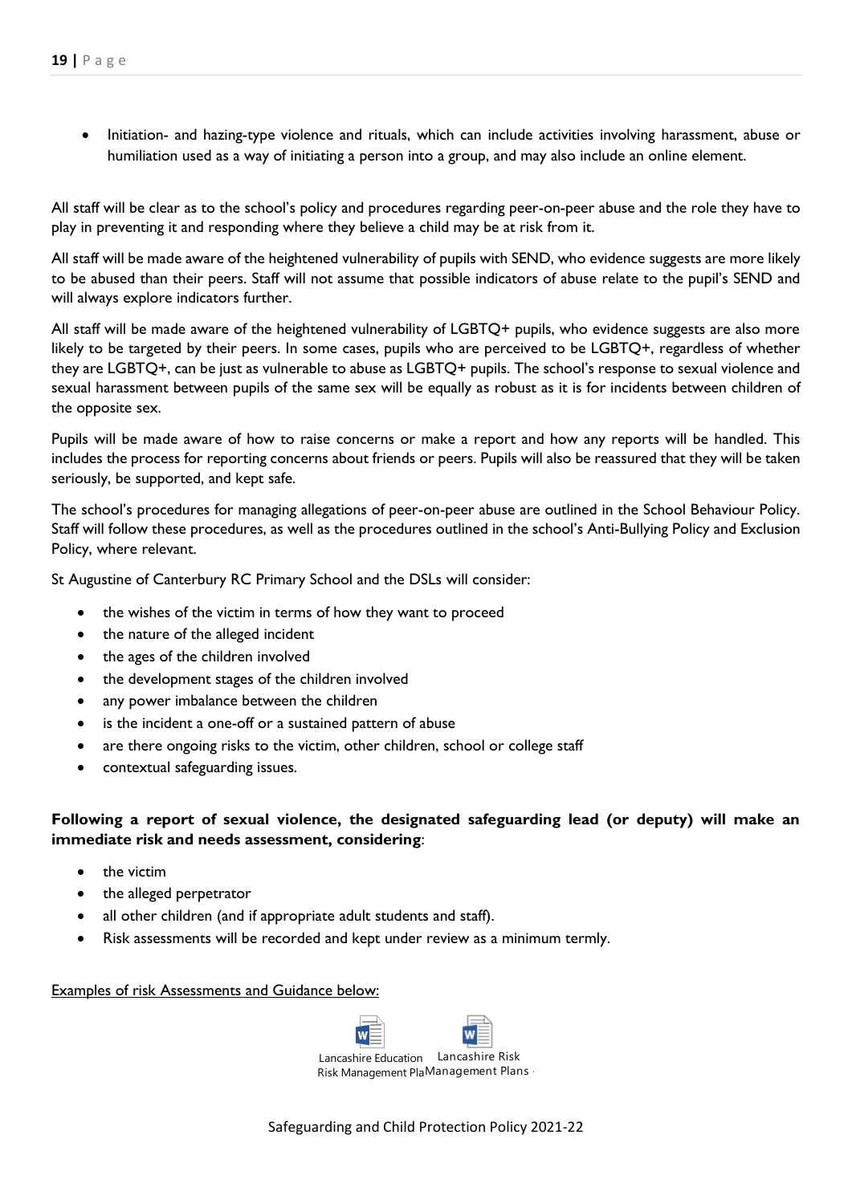- Initiation- and hazing-type violence and rituals, which can include activities involving harassment, abuse or humiliation used as a way of initiating a person into a group, and may also include an online element.

All staff will be clear as to the school's policy and procedures regarding peer-on-peer abuse and the role they have to play in preventing it and responding where they believe a child may be at risk from it.

All staff will be made aware of the heightened vulnerability of pupils with SEND, who evidence suggests are more likely to be abused than their peers. Staff will not assume that possible indicators of abuse relate to the pupil's SEND and will always explore indicators further.

All staff will be made aware of the heightened vulnerability of LGBTQ+ pupils, who evidence suggests are also more likely to be targeted by their peers. In some cases, pupils who are perceived to be LGBTQ+, regardless of whether they are LGBTQ+, can be just as vulnerable to abuse as LGBTQ+ pupils. The school's response to sexual violence and sexual harassment between pupils of the same sex will be equally as robust as it is for incidents between children of the opposite sex.

Pupils will be made aware of how to raise concerns or make a report and how any reports will be handled. This includes the process for reporting concerns about friends or peers. Pupils will also be reassured that they will be taken seriously, be supported, and kept safe.

The school's procedures for managing allegations of peer-on-peer abuse are outlined in the School Behaviour Policy. Staff will follow these procedures, as well as the procedures outlined in the school's Anti-Bullying Policy and Exclusion Policy, where relevant.

St Augustine of Canterbury RC Primary School and the DSLs will consider:

- the wishes of the victim in terms of how they want to proceed
- the nature of the alleged incident
- the ages of the children involved
- the development stages of the children involved
- any power imbalance between the children
- is the incident a one-off or a sustained pattern of abuse
- are there ongoing risks to the victim, other children, school or college staff
- contextual safeguarding issues.

**Following a report of sexual violence, the designated safeguarding lead (or deputy) will make an immediate risk and needs assessment, considering**:

- the victim
- the alleged perpetrator
- all other children (and if appropriate adult students and staff).
- Risk assessments will be recorded and kept under review as a minimum termly.

Examples of risk Assessments and Guidance below:

Lancashire Education Risk Management Pla  Lancashire Risk Management Plans

Safeguarding and Child Protection Policy 2021-22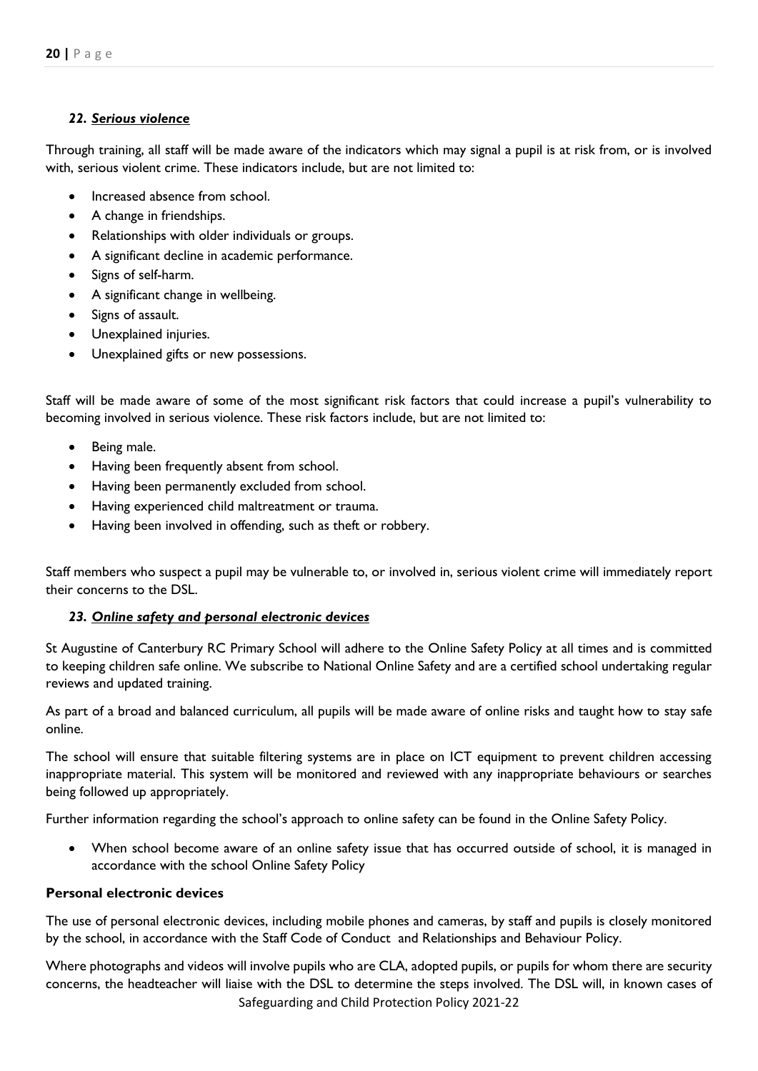### *22. Serious violence*

Through training, all staff will be made aware of the indicators which may signal a pupil is at risk from, or is involved with, serious violent crime. These indicators include, but are not limited to:

- Increased absence from school.
- A change in friendships.
- Relationships with older individuals or groups.
- A significant decline in academic performance.
- Signs of self-harm.
- A significant change in wellbeing.
- Signs of assault.
- Unexplained injuries.
- Unexplained gifts or new possessions.

Staff will be made aware of some of the most significant risk factors that could increase a pupil's vulnerability to becoming involved in serious violence. These risk factors include, but are not limited to:

- Being male.
- Having been frequently absent from school.
- Having been permanently excluded from school.
- Having experienced child maltreatment or trauma.
- Having been involved in offending, such as theft or robbery.

Staff members who suspect a pupil may be vulnerable to, or involved in, serious violent crime will immediately report their concerns to the DSL.

### *23. Online safety and personal electronic devices*

St Augustine of Canterbury RC Primary School will adhere to the Online Safety Policy at all times and is committed to keeping children safe online. We subscribe to National Online Safety and are a certified school undertaking regular reviews and updated training.

As part of a broad and balanced curriculum, all pupils will be made aware of online risks and taught how to stay safe online.

The school will ensure that suitable filtering systems are in place on ICT equipment to prevent children accessing inappropriate material. This system will be monitored and reviewed with any inappropriate behaviours or searches being followed up appropriately.

Further information regarding the school's approach to online safety can be found in the Online Safety Policy.

- When school become aware of an online safety issue that has occurred outside of school, it is managed in accordance with the school Online Safety Policy

**Personal electronic devices**

The use of personal electronic devices, including mobile phones and cameras, by staff and pupils is closely monitored by the school, in accordance with the Staff Code of Conduct and Relationships and Behaviour Policy.

Where photographs and videos will involve pupils who are CLA, adopted pupils, or pupils for whom there are security concerns, the headteacher will liaise with the DSL to determine the steps involved. The DSL will, in known cases of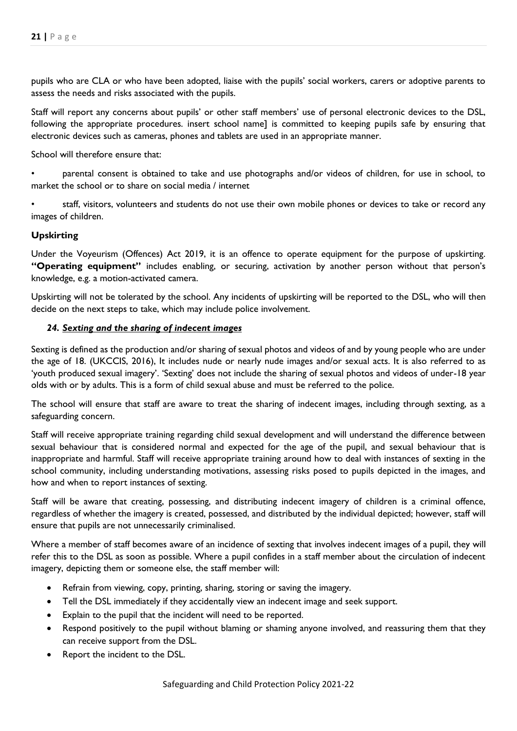pupils who are CLA or who have been adopted, liaise with the pupils' social workers, carers or adoptive parents to assess the needs and risks associated with the pupils.

Staff will report any concerns about pupils' or other staff members' use of personal electronic devices to the DSL, following the appropriate procedures. insert school name] is committed to keeping pupils safe by ensuring that electronic devices such as cameras, phones and tablets are used in an appropriate manner.

School will therefore ensure that:

- parental consent is obtained to take and use photographs and/or videos of children, for use in school, to market the school or to share on social media / internet
- staff, visitors, volunteers and students do not use their own mobile phones or devices to take or record any images of children.

### Upskirting

Under the Voyeurism (Offences) Act 2019, it is an offence to operate equipment for the purpose of upskirting. **"Operating equipment"** includes enabling, or securing, activation by another person without that person's knowledge, e.g. a motion-activated camera.

Upskirting will not be tolerated by the school. Any incidents of upskirting will be reported to the DSL, who will then decide on the next steps to take, which may include police involvement.

### *24. Sexting and the sharing of indecent images*

Sexting is defined as the production and/or sharing of sexual photos and videos of and by young people who are under the age of 18. (UKCCIS, 2016), It includes nude or nearly nude images and/or sexual acts. It is also referred to as 'youth produced sexual imagery'. 'Sexting' does not include the sharing of sexual photos and videos of under-18 year olds with or by adults. This is a form of child sexual abuse and must be referred to the police.

The school will ensure that staff are aware to treat the sharing of indecent images, including through sexting, as a safeguarding concern.

Staff will receive appropriate training regarding child sexual development and will understand the difference between sexual behaviour that is considered normal and expected for the age of the pupil, and sexual behaviour that is inappropriate and harmful. Staff will receive appropriate training around how to deal with instances of sexting in the school community, including understanding motivations, assessing risks posed to pupils depicted in the images, and how and when to report instances of sexting.

Staff will be aware that creating, possessing, and distributing indecent imagery of children is a criminal offence, regardless of whether the imagery is created, possessed, and distributed by the individual depicted; however, staff will ensure that pupils are not unnecessarily criminalised.

Where a member of staff becomes aware of an incidence of sexting that involves indecent images of a pupil, they will refer this to the DSL as soon as possible. Where a pupil confides in a staff member about the circulation of indecent imagery, depicting them or someone else, the staff member will:

- Refrain from viewing, copy, printing, sharing, storing or saving the imagery.
- Tell the DSL immediately if they accidentally view an indecent image and seek support.
- Explain to the pupil that the incident will need to be reported.
- Respond positively to the pupil without blaming or shaming anyone involved, and reassuring them that they can receive support from the DSL.
- Report the incident to the DSL.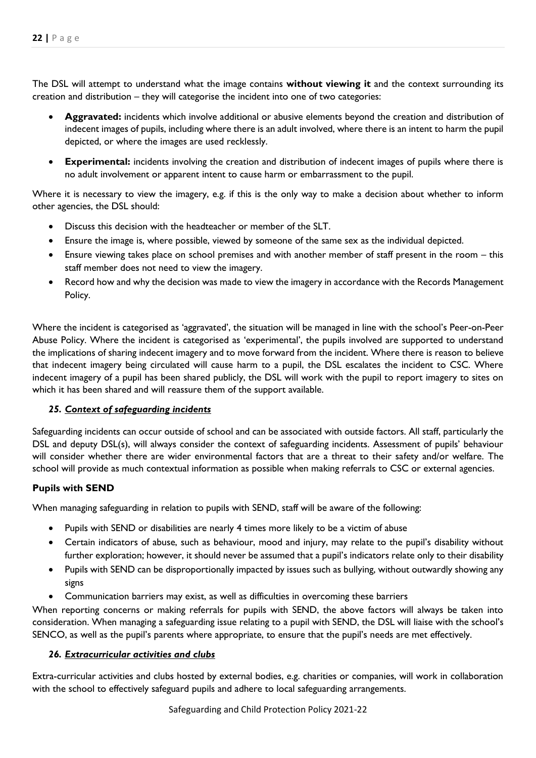The DSL will attempt to understand what the image contains **without viewing it** and the context surrounding its creation and distribution – they will categorise the incident into one of two categories:

- **Aggravated:** incidents which involve additional or abusive elements beyond the creation and distribution of indecent images of pupils, including where there is an adult involved, where there is an intent to harm the pupil depicted, or where the images are used recklessly.
- **Experimental:** incidents involving the creation and distribution of indecent images of pupils where there is no adult involvement or apparent intent to cause harm or embarrassment to the pupil.

Where it is necessary to view the imagery, e.g. if this is the only way to make a decision about whether to inform other agencies, the DSL should:

- Discuss this decision with the headteacher or member of the SLT.
- Ensure the image is, where possible, viewed by someone of the same sex as the individual depicted.
- Ensure viewing takes place on school premises and with another member of staff present in the room – this staff member does not need to view the imagery.
- Record how and why the decision was made to view the imagery in accordance with the Records Management Policy.

Where the incident is categorised as 'aggravated', the situation will be managed in line with the school's Peer-on-Peer Abuse Policy. Where the incident is categorised as 'experimental', the pupils involved are supported to understand the implications of sharing indecent imagery and to move forward from the incident. Where there is reason to believe that indecent imagery being circulated will cause harm to a pupil, the DSL escalates the incident to CSC. Where indecent imagery of a pupil has been shared publicly, the DSL will work with the pupil to report imagery to sites on which it has been shared and will reassure them of the support available.

## *25. Context of safeguarding incidents*

Safeguarding incidents can occur outside of school and can be associated with outside factors. All staff, particularly the DSL and deputy DSL(s), will always consider the context of safeguarding incidents. Assessment of pupils' behaviour will consider whether there are wider environmental factors that are a threat to their safety and/or welfare. The school will provide as much contextual information as possible when making referrals to CSC or external agencies.

### Pupils with SEND

When managing safeguarding in relation to pupils with SEND, staff will be aware of the following:

- Pupils with SEND or disabilities are nearly 4 times more likely to be a victim of abuse
- Certain indicators of abuse, such as behaviour, mood and injury, may relate to the pupil's disability without further exploration; however, it should never be assumed that a pupil's indicators relate only to their disability
- Pupils with SEND can be disproportionally impacted by issues such as bullying, without outwardly showing any signs
- Communication barriers may exist, as well as difficulties in overcoming these barriers

When reporting concerns or making referrals for pupils with SEND, the above factors will always be taken into consideration. When managing a safeguarding issue relating to a pupil with SEND, the DSL will liaise with the school's SENCO, as well as the pupil's parents where appropriate, to ensure that the pupil's needs are met effectively.

## *26. Extracurricular activities and clubs*

Extra-curricular activities and clubs hosted by external bodies, e.g. charities or companies, will work in collaboration with the school to effectively safeguard pupils and adhere to local safeguarding arrangements.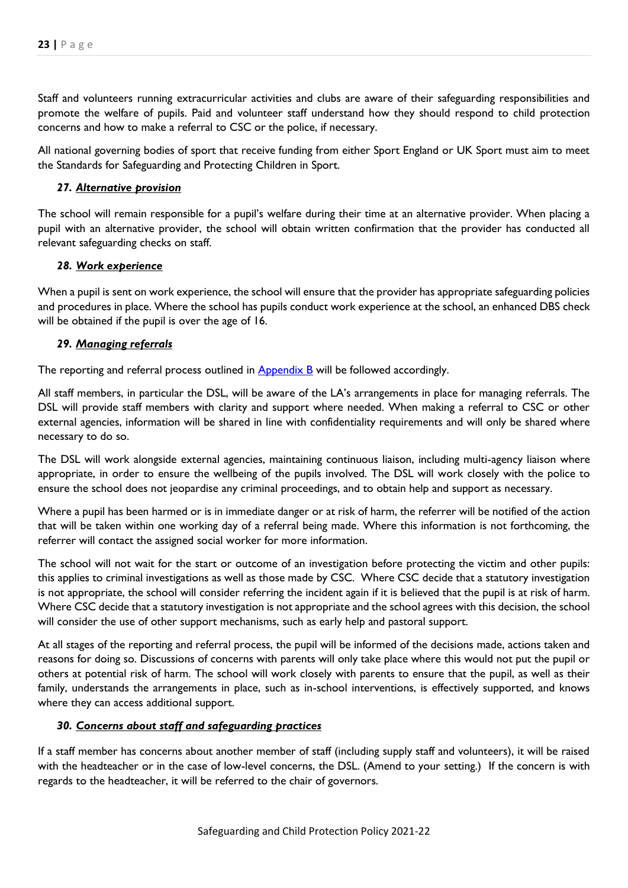Staff and volunteers running extracurricular activities and clubs are aware of their safeguarding responsibilities and promote the welfare of pupils. Paid and volunteer staff understand how they should respond to child protection concerns and how to make a referral to CSC or the police, if necessary.

All national governing bodies of sport that receive funding from either Sport England or UK Sport must aim to meet the Standards for Safeguarding and Protecting Children in Sport.

### 27. ***Alternative provision***

The school will remain responsible for a pupil's welfare during their time at an alternative provider. When placing a pupil with an alternative provider, the school will obtain written confirmation that the provider has conducted all relevant safeguarding checks on staff.

### 28. ***Work experience***

When a pupil is sent on work experience, the school will ensure that the provider has appropriate safeguarding policies and procedures in place. Where the school has pupils conduct work experience at the school, an enhanced DBS check will be obtained if the pupil is over the age of 16.

### 29. ***Managing referrals***

The reporting and referral process outlined in [Appendix B] will be followed accordingly.

All staff members, in particular the DSL, will be aware of the LA's arrangements in place for managing referrals. The DSL will provide staff members with clarity and support where needed. When making a referral to CSC or other external agencies, information will be shared in line with confidentiality requirements and will only be shared where necessary to do so.

The DSL will work alongside external agencies, maintaining continuous liaison, including multi-agency liaison where appropriate, in order to ensure the wellbeing of the pupils involved. The DSL will work closely with the police to ensure the school does not jeopardise any criminal proceedings, and to obtain help and support as necessary.

Where a pupil has been harmed or is in immediate danger or at risk of harm, the referrer will be notified of the action that will be taken within one working day of a referral being made. Where this information is not forthcoming, the referrer will contact the assigned social worker for more information.

The school will not wait for the start or outcome of an investigation before protecting the victim and other pupils: this applies to criminal investigations as well as those made by CSC. Where CSC decide that a statutory investigation is not appropriate, the school will consider referring the incident again if it is believed that the pupil is at risk of harm. Where CSC decide that a statutory investigation is not appropriate and the school agrees with this decision, the school will consider the use of other support mechanisms, such as early help and pastoral support.

At all stages of the reporting and referral process, the pupil will be informed of the decisions made, actions taken and reasons for doing so. Discussions of concerns with parents will only take place where this would not put the pupil or others at potential risk of harm. The school will work closely with parents to ensure that the pupil, as well as their family, understands the arrangements in place, such as in-school interventions, is effectively supported, and knows where they can access additional support.

### 30. ***Concerns about staff and safeguarding practices***

If a staff member has concerns about another member of staff (including supply staff and volunteers), it will be raised with the headteacher or in the case of low-level concerns, the DSL. (Amend to your setting.) If the concern is with regards to the headteacher, it will be referred to the chair of governors.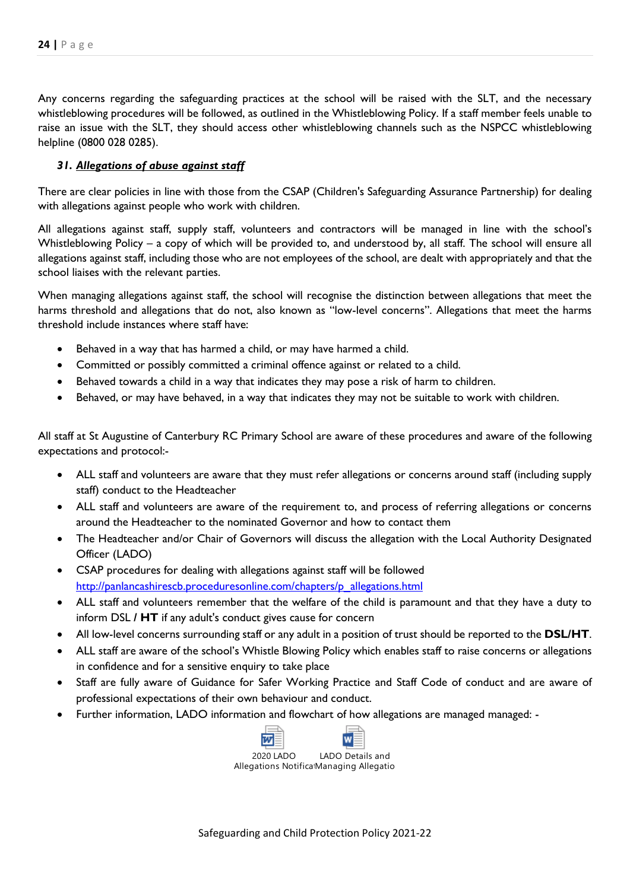Any concerns regarding the safeguarding practices at the school will be raised with the SLT, and the necessary whistleblowing procedures will be followed, as outlined in the Whistleblowing Policy. If a staff member feels unable to raise an issue with the SLT, they should access other whistleblowing channels such as the NSPCC whistleblowing helpline (0800 028 0285).

### *31. __Allegations of abuse against staff__*

There are clear policies in line with those from the CSAP (Children's Safeguarding Assurance Partnership) for dealing with allegations against people who work with children.

All allegations against staff, supply staff, volunteers and contractors will be managed in line with the school's Whistleblowing Policy – a copy of which will be provided to, and understood by, all staff. The school will ensure all allegations against staff, including those who are not employees of the school, are dealt with appropriately and that the school liaises with the relevant parties.

When managing allegations against staff, the school will recognise the distinction between allegations that meet the harms threshold and allegations that do not, also known as "low-level concerns". Allegations that meet the harms threshold include instances where staff have:

- Behaved in a way that has harmed a child, or may have harmed a child.
- Committed or possibly committed a criminal offence against or related to a child.
- Behaved towards a child in a way that indicates they may pose a risk of harm to children.
- Behaved, or may have behaved, in a way that indicates they may not be suitable to work with children.

All staff at St Augustine of Canterbury RC Primary School are aware of these procedures and aware of the following expectations and protocol:-

- ALL staff and volunteers are aware that they must refer allegations or concerns around staff (including supply staff) conduct to the Headteacher
- ALL staff and volunteers are aware of the requirement to, and process of referring allegations or concerns around the Headteacher to the nominated Governor and how to contact them
- The Headteacher and/or Chair of Governors will discuss the allegation with the Local Authority Designated Officer (LADO)
- CSAP procedures for dealing with allegations against staff will be followed [http://panlancashirescb.proceduresonline.com/chapters/p_allegations.html](http://panlancashirescb.proceduresonline.com/chapters/p_allegations.html)
- ALL staff and volunteers remember that the welfare of the child is paramount and that they have a duty to inform DSL / **HT** if any adult's conduct gives cause for concern
- All low-level concerns surrounding staff or any adult in a position of trust should be reported to the **DSL/HT**.
- ALL staff are aware of the school's Whistle Blowing Policy which enables staff to raise concerns or allegations in confidence and for a sensitive enquiry to take place
- Staff are fully aware of Guidance for Safer Working Practice and Staff Code of conduct and are aware of professional expectations of their own behaviour and conduct.
- Further information, LADO information and flowchart of how allegations are managed managed: -

2020 LADO Allegations Notifica    LADO Details and Managing Allegatio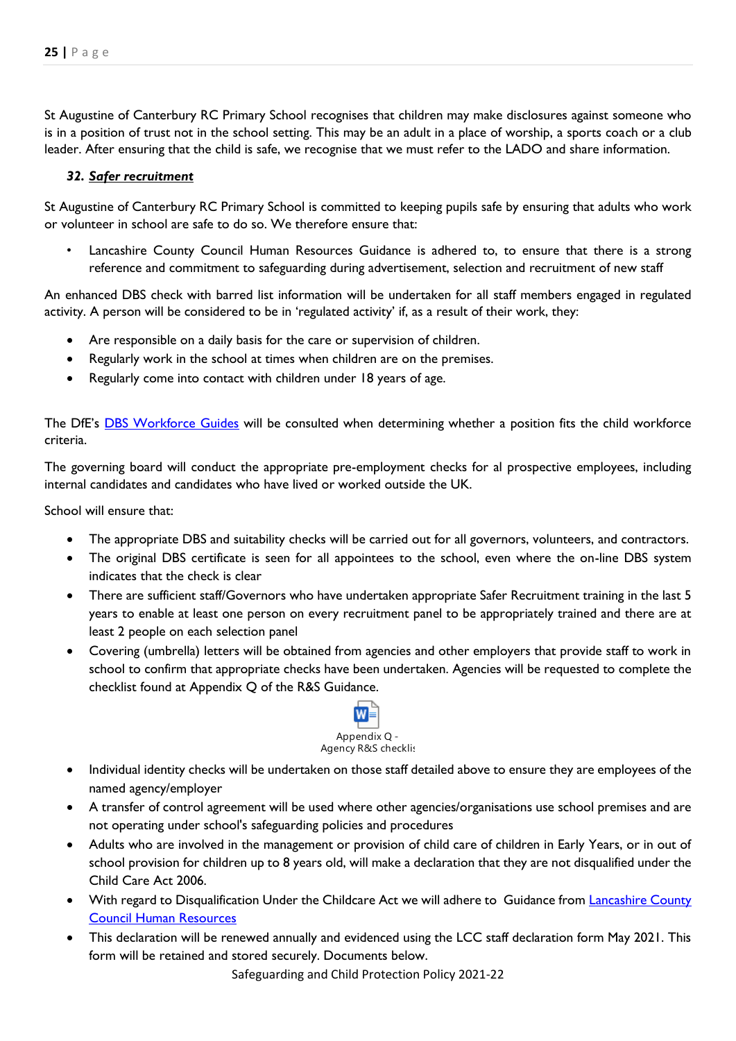St Augustine of Canterbury RC Primary School recognises that children may make disclosures against someone who is in a position of trust not in the school setting. This may be an adult in a place of worship, a sports coach or a club leader. After ensuring that the child is safe, we recognise that we must refer to the LADO and share information.

### *32. Safer recruitment*

St Augustine of Canterbury RC Primary School is committed to keeping pupils safe by ensuring that adults who work or volunteer in school are safe to do so. We therefore ensure that:

- Lancashire County Council Human Resources Guidance is adhered to, to ensure that there is a strong reference and commitment to safeguarding during advertisement, selection and recruitment of new staff

An enhanced DBS check with barred list information will be undertaken for all staff members engaged in regulated activity. A person will be considered to be in 'regulated activity' if, as a result of their work, they:

- Are responsible on a daily basis for the care or supervision of children.
- Regularly work in the school at times when children are on the premises.
- Regularly come into contact with children under 18 years of age.

The DfE's DBS Workforce Guides will be consulted when determining whether a position fits the child workforce criteria.

The governing board will conduct the appropriate pre-employment checks for al prospective employees, including internal candidates and candidates who have lived or worked outside the UK.

School will ensure that:

- The appropriate DBS and suitability checks will be carried out for all governors, volunteers, and contractors.
- The original DBS certificate is seen for all appointees to the school, even where the on-line DBS system indicates that the check is clear
- There are sufficient staff/Governors who have undertaken appropriate Safer Recruitment training in the last 5 years to enable at least one person on every recruitment panel to be appropriately trained and there are at least 2 people on each selection panel
- Covering (umbrella) letters will be obtained from agencies and other employers that provide staff to work in school to confirm that appropriate checks have been undertaken. Agencies will be requested to complete the checklist found at Appendix Q of the R&S Guidance.

Appendix Q - Agency R&S checklis

- Individual identity checks will be undertaken on those staff detailed above to ensure they are employees of the named agency/employer
- A transfer of control agreement will be used where other agencies/organisations use school premises and are not operating under school's safeguarding policies and procedures
- Adults who are involved in the management or provision of child care of children in Early Years, or in out of school provision for children up to 8 years old, will make a declaration that they are not disqualified under the Child Care Act 2006.
- With regard to Disqualification Under the Childcare Act we will adhere to Guidance from Lancashire County Council Human Resources
- This declaration will be renewed annually and evidenced using the LCC staff declaration form May 2021. This form will be retained and stored securely. Documents below.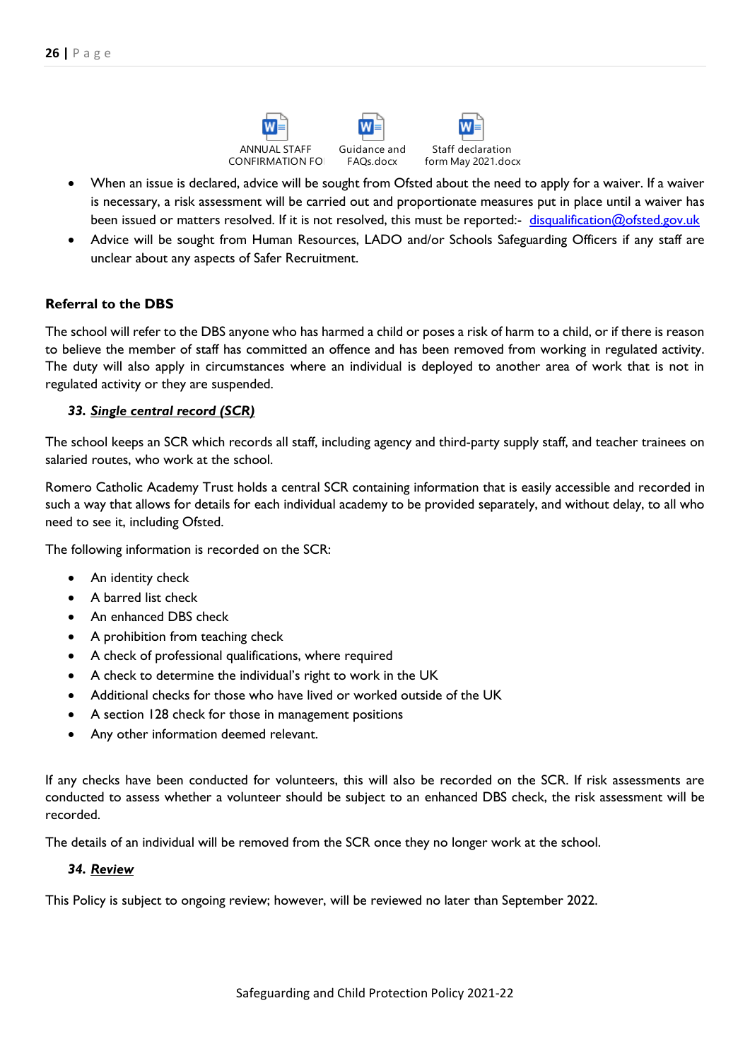ANNUAL STAFF CONFIRMATION FO | Guidance and FAQs.docx | Staff declaration form May 2021.docx

- When an issue is declared, advice will be sought from Ofsted about the need to apply for a waiver. If a waiver is necessary, a risk assessment will be carried out and proportionate measures put in place until a waiver has been issued or matters resolved. If it is not resolved, this must be reported:- disqualification@ofsted.gov.uk
- Advice will be sought from Human Resources, LADO and/or Schools Safeguarding Officers if any staff are unclear about any aspects of Safer Recruitment.

**Referral to the DBS**

The school will refer to the DBS anyone who has harmed a child or poses a risk of harm to a child, or if there is reason to believe the member of staff has committed an offence and has been removed from working in regulated activity. The duty will also apply in circumstances where an individual is deployed to another area of work that is not in regulated activity or they are suspended.

## 33. ***Single central record (SCR)***

The school keeps an SCR which records all staff, including agency and third-party supply staff, and teacher trainees on salaried routes, who work at the school.

Romero Catholic Academy Trust holds a central SCR containing information that is easily accessible and recorded in such a way that allows for details for each individual academy to be provided separately, and without delay, to all who need to see it, including Ofsted.

The following information is recorded on the SCR:

- An identity check
- A barred list check
- An enhanced DBS check
- A prohibition from teaching check
- A check of professional qualifications, where required
- A check to determine the individual's right to work in the UK
- Additional checks for those who have lived or worked outside of the UK
- A section 128 check for those in management positions
- Any other information deemed relevant.

If any checks have been conducted for volunteers, this will also be recorded on the SCR. If risk assessments are conducted to assess whether a volunteer should be subject to an enhanced DBS check, the risk assessment will be recorded.

The details of an individual will be removed from the SCR once they no longer work at the school.

## 34. ***Review***

This Policy is subject to ongoing review; however, will be reviewed no later than September 2022.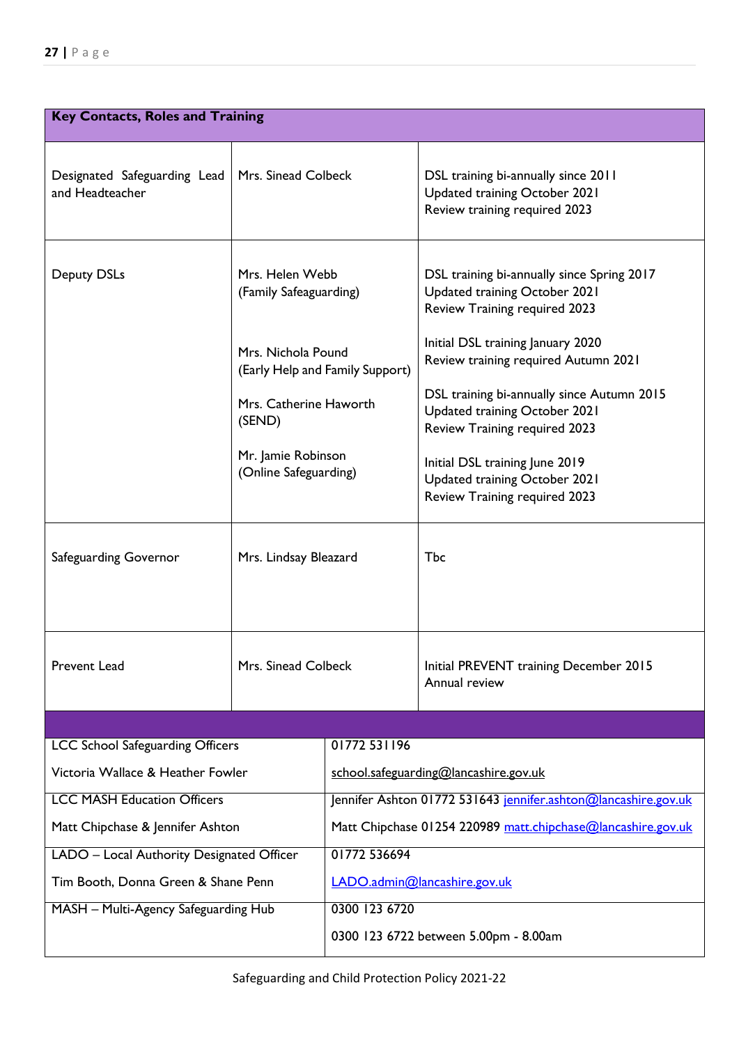| Key Contacts, Roles and Training | | |
|---|---|---|
| Designated Safeguarding Lead and Headteacher | Mrs. Sinead Colbeck | DSL training bi-annually since 2011<br>Updated training October 2021<br>Review training required 2023 |
| Deputy DSLs | Mrs. Helen Webb<br>(Family Safeguarding)<br><br>Mrs. Nichola Pound<br>(Early Help and Family Support)<br><br>Mrs. Catherine Haworth<br>(SEND)<br><br>Mr. Jamie Robinson<br>(Online Safeguarding) | DSL training bi-annually since Spring 2017<br>Updated training October 2021<br>Review Training required 2023<br><br>Initial DSL training January 2020<br>Review training required Autumn 2021<br><br>DSL training bi-annually since Autumn 2015<br>Updated training October 2021<br>Review Training required 2023<br><br>Initial DSL training June 2019<br>Updated training October 2021<br>Review Training required 2023 |
| Safeguarding Governor | Mrs. Lindsay Bleazard | Tbc |
| Prevent Lead | Mrs. Sinead Colbeck | Initial PREVENT training December 2015<br>Annual review |

| | |
|---|---|
| LCC School Safeguarding Officers<br><br>Victoria Wallace & Heather Fowler | 01772 531196<br><br>school.safeguarding@lancashire.gov.uk |
| LCC MASH Education Officers<br><br>Matt Chipchase & Jennifer Ashton | Jennifer Ashton 01772 531643 jennifer.ashton@lancashire.gov.uk<br><br>Matt Chipchase 01254 220989 matt.chipchase@lancashire.gov.uk |
| LADO – Local Authority Designated Officer<br><br>Tim Booth, Donna Green & Shane Penn | 01772 536694<br><br>LADO.admin@lancashire.gov.uk |
| MASH – Multi-Agency Safeguarding Hub | 0300 123 6720<br><br>0300 123 6722 between 5.00pm - 8.00am |